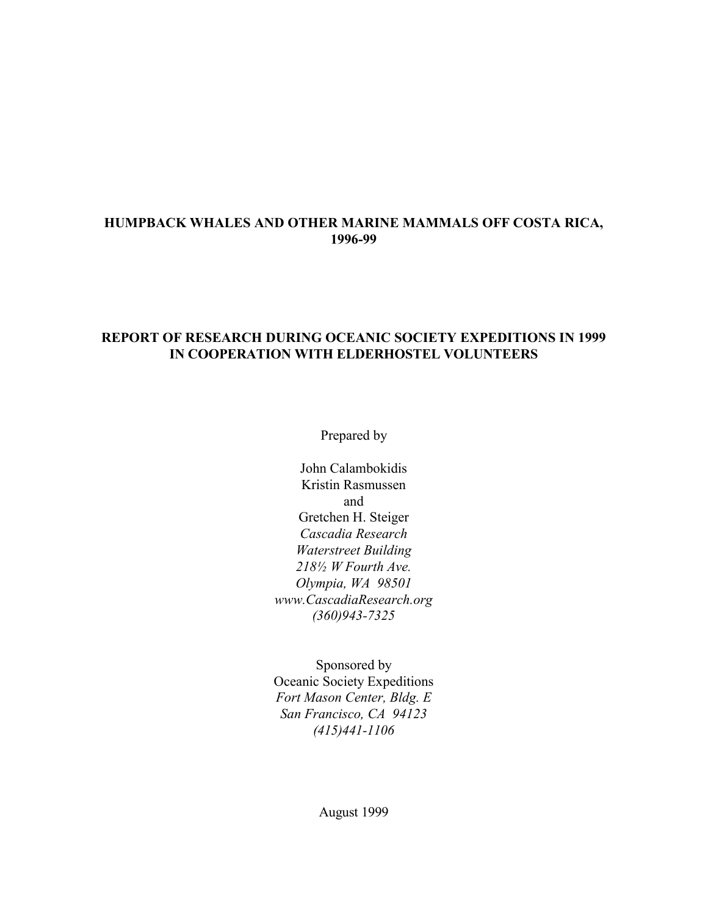# HUMPBACK WHALES AND OTHER MARINE MAMMALS OFF COSTA RICA, 1996-99

## REPORT OF RESEARCH DURING OCEANIC SOCIETY EXPEDITIONS IN 1999 IN COOPERATION WITH ELDERHOSTEL VOLUNTEERS

Prepared by

John Calambokidis
Kristin Rasmussen
and
Gretchen H. Steiger
*Cascadia Research*
*Waterstreet Building*
*218½ W Fourth Ave.*
*Olympia, WA 98501*
*www.CascadiaResearch.org*
*(360)943-7325*

Sponsored by
Oceanic Society Expeditions
*Fort Mason Center, Bldg. E*
*San Francisco, CA 94123*
*(415)441-1106*

August 1999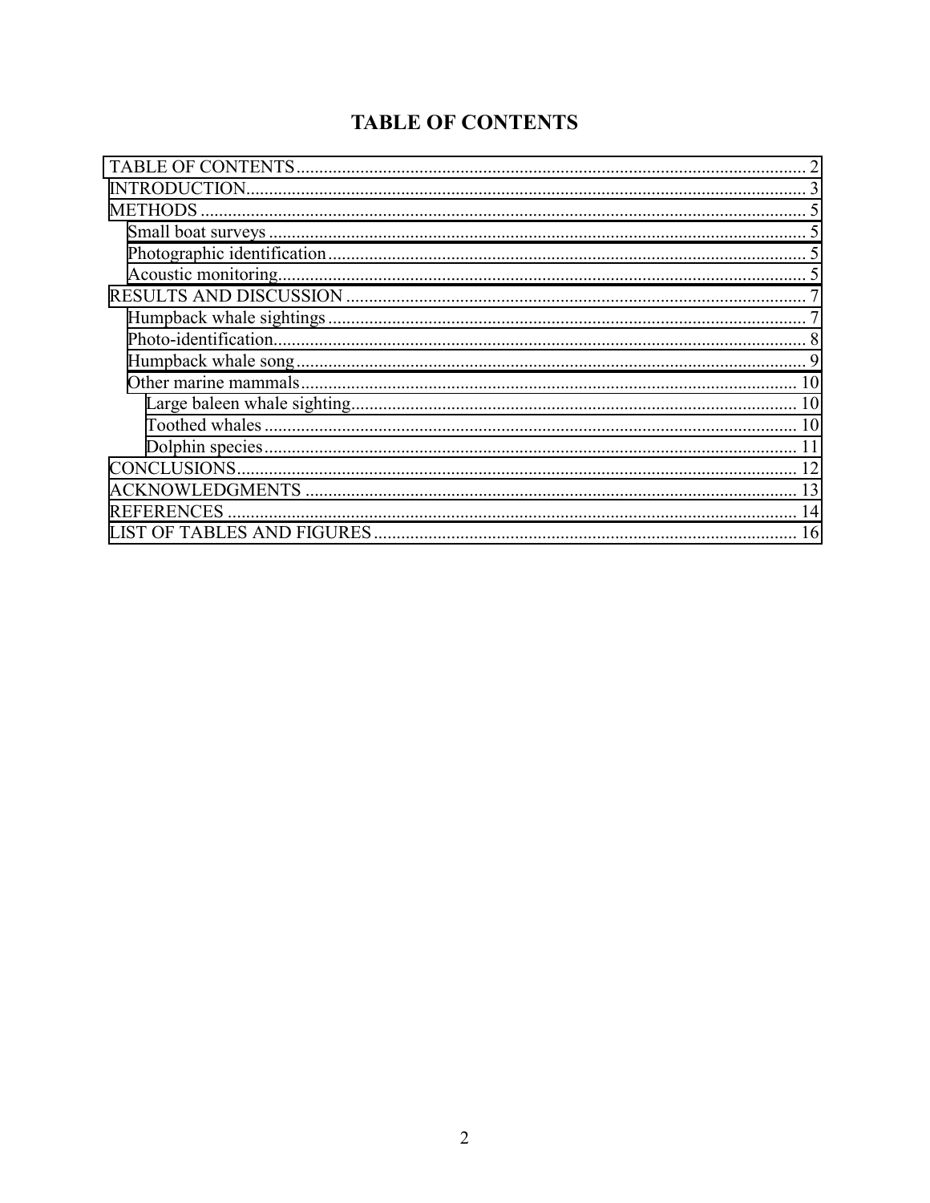# TABLE OF CONTENTS

TABLE OF CONTENTS ..... 2
INTRODUCTION ..... 3
METHODS ..... 5
- Small boat surveys ..... 5
- Photographic identification ..... 5
- Acoustic monitoring ..... 5

RESULTS AND DISCUSSION ..... 7
- Humpback whale sightings ..... 7
- Photo-identification ..... 8
- Humpback whale song ..... 9
- Other marine mammals ..... 10
  - Large baleen whale sighting ..... 10
  - Toothed whales ..... 10
  - Dolphin species ..... 11

CONCLUSIONS ..... 12
ACKNOWLEDGMENTS ..... 13
REFERENCES ..... 14
LIST OF TABLES AND FIGURES ..... 16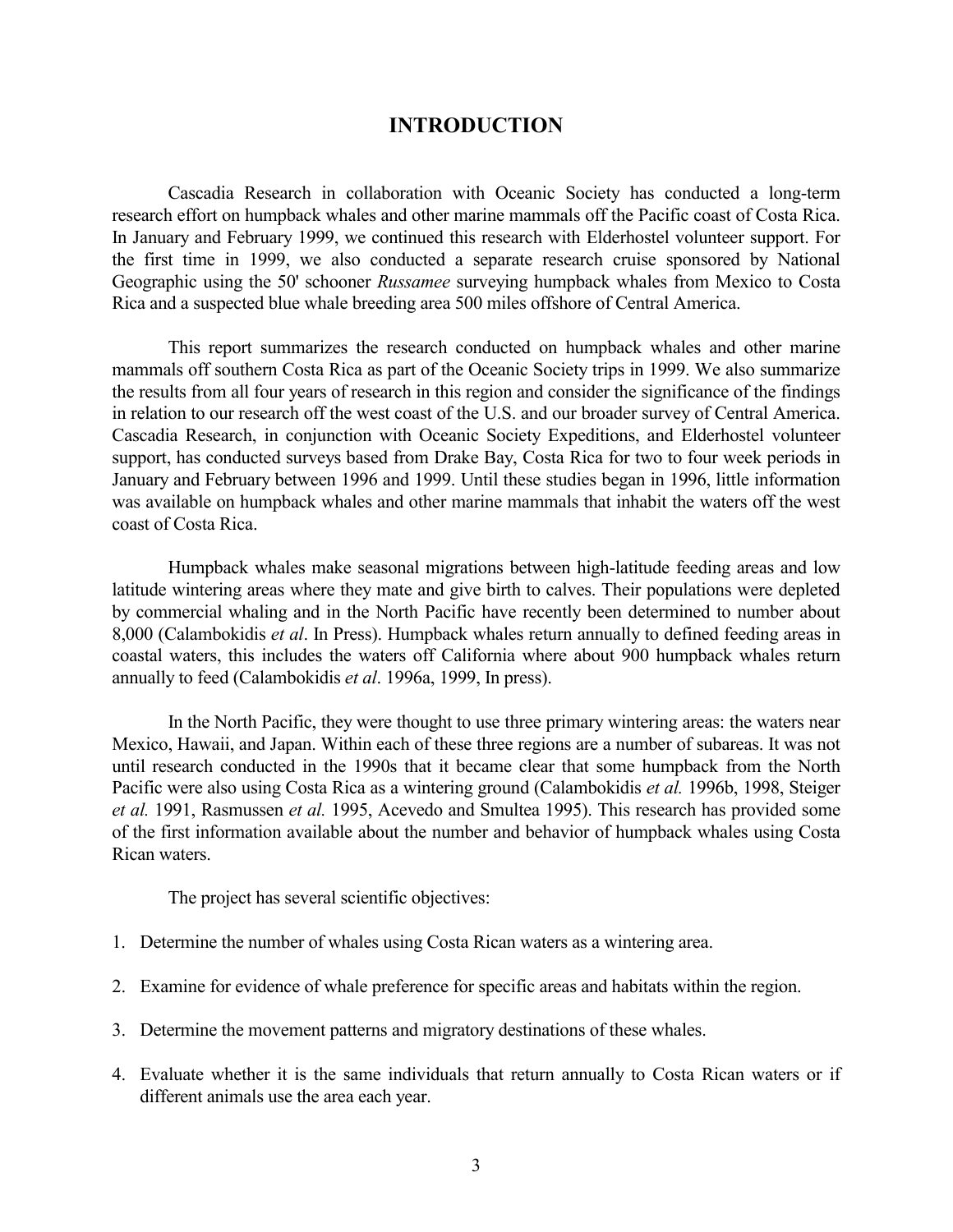# INTRODUCTION

Cascadia Research in collaboration with Oceanic Society has conducted a long-term research effort on humpback whales and other marine mammals off the Pacific coast of Costa Rica. In January and February 1999, we continued this research with Elderhostel volunteer support. For the first time in 1999, we also conducted a separate research cruise sponsored by National Geographic using the 50' schooner *Russamee* surveying humpback whales from Mexico to Costa Rica and a suspected blue whale breeding area 500 miles offshore of Central America.

This report summarizes the research conducted on humpback whales and other marine mammals off southern Costa Rica as part of the Oceanic Society trips in 1999. We also summarize the results from all four years of research in this region and consider the significance of the findings in relation to our research off the west coast of the U.S. and our broader survey of Central America. Cascadia Research, in conjunction with Oceanic Society Expeditions, and Elderhostel volunteer support, has conducted surveys based from Drake Bay, Costa Rica for two to four week periods in January and February between 1996 and 1999. Until these studies began in 1996, little information was available on humpback whales and other marine mammals that inhabit the waters off the west coast of Costa Rica.

Humpback whales make seasonal migrations between high-latitude feeding areas and low latitude wintering areas where they mate and give birth to calves. Their populations were depleted by commercial whaling and in the North Pacific have recently been determined to number about 8,000 (Calambokidis *et al*. In Press). Humpback whales return annually to defined feeding areas in coastal waters, this includes the waters off California where about 900 humpback whales return annually to feed (Calambokidis *et al*. 1996a, 1999, In press).

In the North Pacific, they were thought to use three primary wintering areas: the waters near Mexico, Hawaii, and Japan. Within each of these three regions are a number of subareas. It was not until research conducted in the 1990s that it became clear that some humpback from the North Pacific were also using Costa Rica as a wintering ground (Calambokidis *et al.* 1996b, 1998, Steiger *et al.* 1991, Rasmussen *et al.* 1995, Acevedo and Smultea 1995). This research has provided some of the first information available about the number and behavior of humpback whales using Costa Rican waters.

The project has several scientific objectives:

1. Determine the number of whales using Costa Rican waters as a wintering area.
2. Examine for evidence of whale preference for specific areas and habitats within the region.
3. Determine the movement patterns and migratory destinations of these whales.
4. Evaluate whether it is the same individuals that return annually to Costa Rican waters or if different animals use the area each year.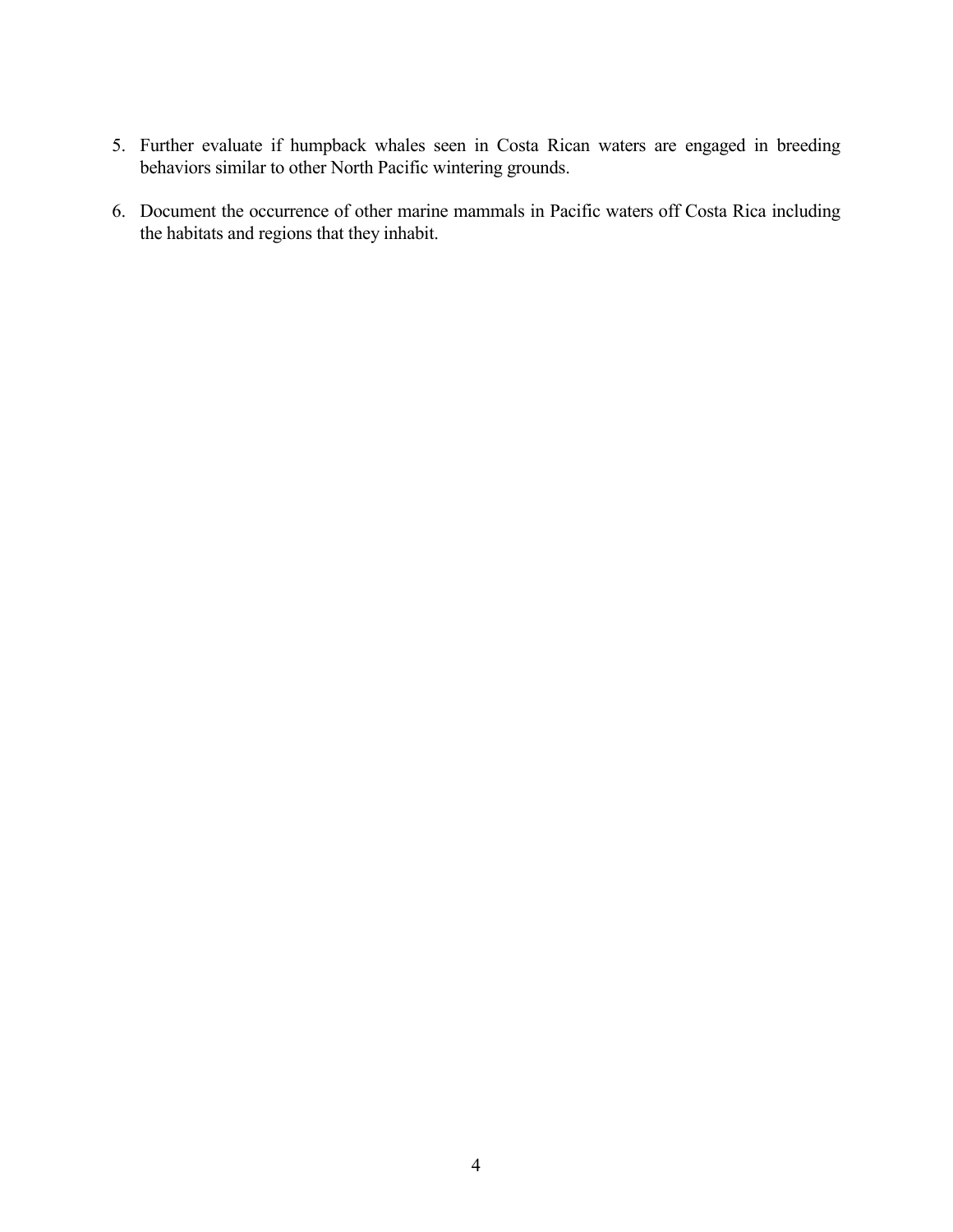5. Further evaluate if humpback whales seen in Costa Rican waters are engaged in breeding behaviors similar to other North Pacific wintering grounds.

6. Document the occurrence of other marine mammals in Pacific waters off Costa Rica including the habitats and regions that they inhabit.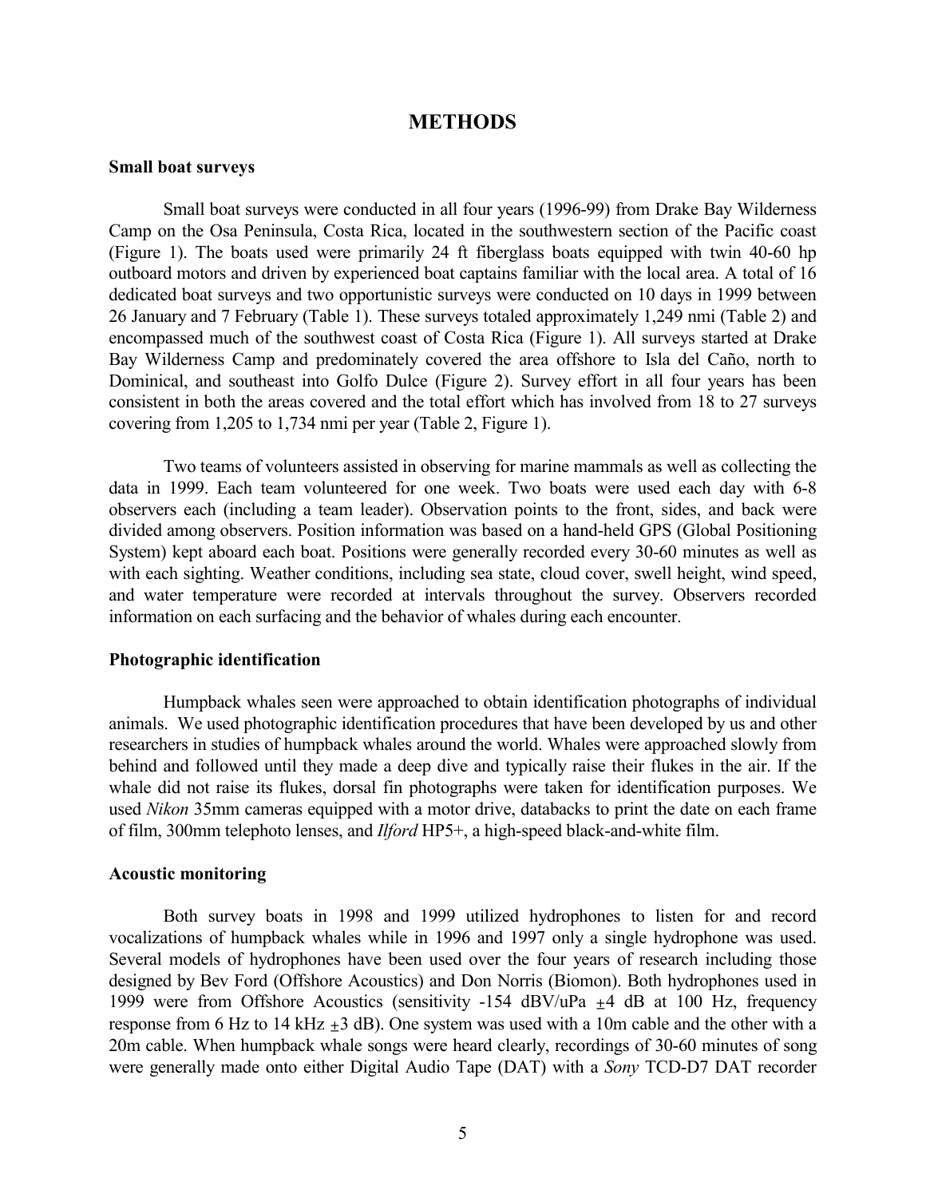# METHODS

## Small boat surveys

Small boat surveys were conducted in all four years (1996-99) from Drake Bay Wilderness Camp on the Osa Peninsula, Costa Rica, located in the southwestern section of the Pacific coast (Figure 1). The boats used were primarily 24 ft fiberglass boats equipped with twin 40-60 hp outboard motors and driven by experienced boat captains familiar with the local area. A total of 16 dedicated boat surveys and two opportunistic surveys were conducted on 10 days in 1999 between 26 January and 7 February (Table 1). These surveys totaled approximately 1,249 nmi (Table 2) and encompassed much of the southwest coast of Costa Rica (Figure 1). All surveys started at Drake Bay Wilderness Camp and predominately covered the area offshore to Isla del Caño, north to Dominical, and southeast into Golfo Dulce (Figure 2). Survey effort in all four years has been consistent in both the areas covered and the total effort which has involved from 18 to 27 surveys covering from 1,205 to 1,734 nmi per year (Table 2, Figure 1).

Two teams of volunteers assisted in observing for marine mammals as well as collecting the data in 1999. Each team volunteered for one week. Two boats were used each day with 6-8 observers each (including a team leader). Observation points to the front, sides, and back were divided among observers. Position information was based on a hand-held GPS (Global Positioning System) kept aboard each boat. Positions were generally recorded every 30-60 minutes as well as with each sighting. Weather conditions, including sea state, cloud cover, swell height, wind speed, and water temperature were recorded at intervals throughout the survey. Observers recorded information on each surfacing and the behavior of whales during each encounter.

## Photographic identification

Humpback whales seen were approached to obtain identification photographs of individual animals. We used photographic identification procedures that have been developed by us and other researchers in studies of humpback whales around the world. Whales were approached slowly from behind and followed until they made a deep dive and typically raise their flukes in the air. If the whale did not raise its flukes, dorsal fin photographs were taken for identification purposes. We used *Nikon* 35mm cameras equipped with a motor drive, databacks to print the date on each frame of film, 300mm telephoto lenses, and *Ilford* HP5+, a high-speed black-and-white film.

## Acoustic monitoring

Both survey boats in 1998 and 1999 utilized hydrophones to listen for and record vocalizations of humpback whales while in 1996 and 1997 only a single hydrophone was used. Several models of hydrophones have been used over the four years of research including those designed by Bev Ford (Offshore Acoustics) and Don Norris (Biomon). Both hydrophones used in 1999 were from Offshore Acoustics (sensitivity -154 dBV/uPa $\pm$4 dB at 100 Hz, frequency response from 6 Hz to 14 kHz $\pm$3 dB). One system was used with a 10m cable and the other with a 20m cable. When humpback whale songs were heard clearly, recordings of 30-60 minutes of song were generally made onto either Digital Audio Tape (DAT) with a *Sony* TCD-D7 DAT recorder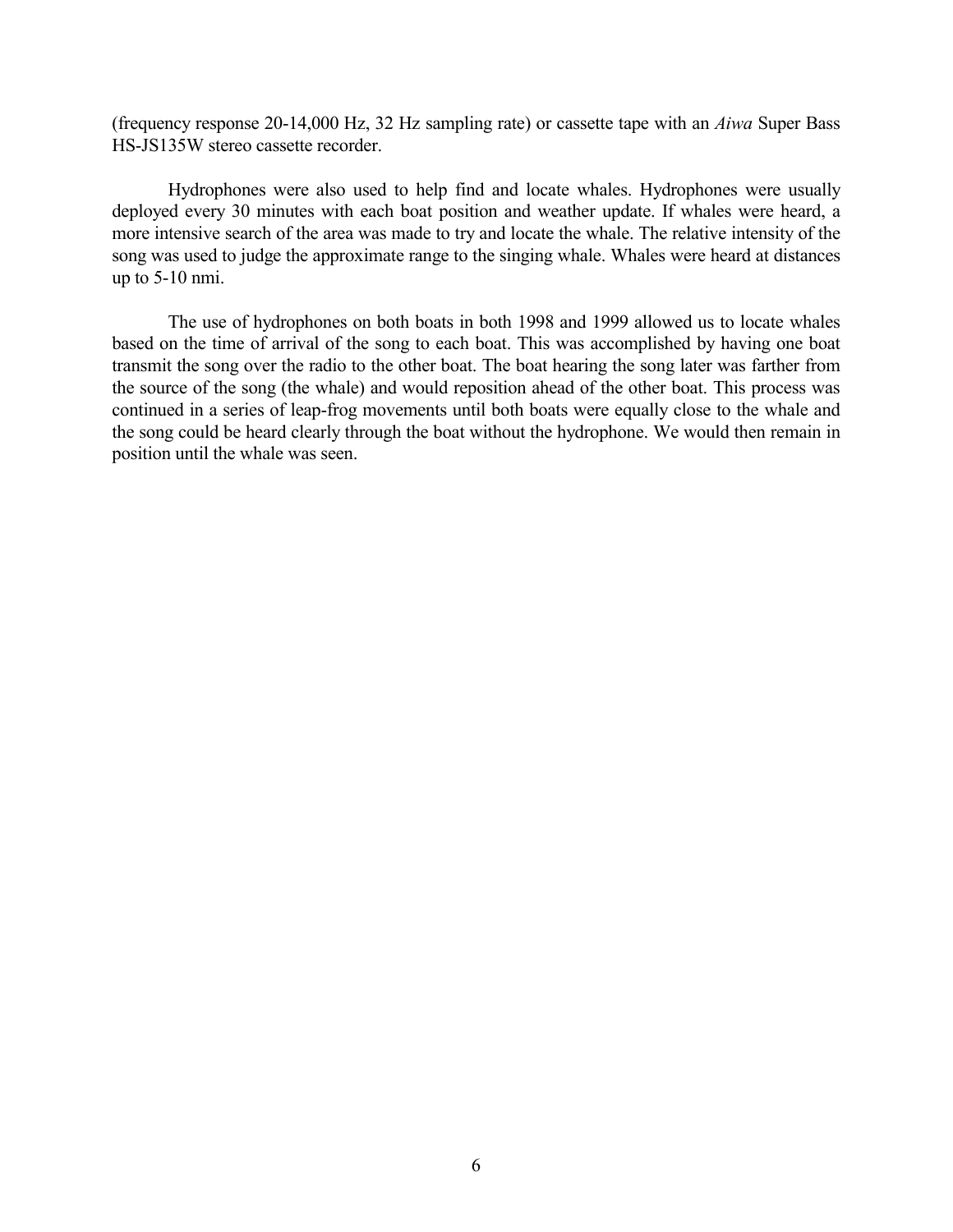(frequency response 20-14,000 Hz, 32 Hz sampling rate) or cassette tape with an *Aiwa* Super Bass HS-JS135W stereo cassette recorder.

Hydrophones were also used to help find and locate whales. Hydrophones were usually deployed every 30 minutes with each boat position and weather update. If whales were heard, a more intensive search of the area was made to try and locate the whale. The relative intensity of the song was used to judge the approximate range to the singing whale. Whales were heard at distances up to 5-10 nmi.

The use of hydrophones on both boats in both 1998 and 1999 allowed us to locate whales based on the time of arrival of the song to each boat. This was accomplished by having one boat transmit the song over the radio to the other boat. The boat hearing the song later was farther from the source of the song (the whale) and would reposition ahead of the other boat. This process was continued in a series of leap-frog movements until both boats were equally close to the whale and the song could be heard clearly through the boat without the hydrophone. We would then remain in position until the whale was seen.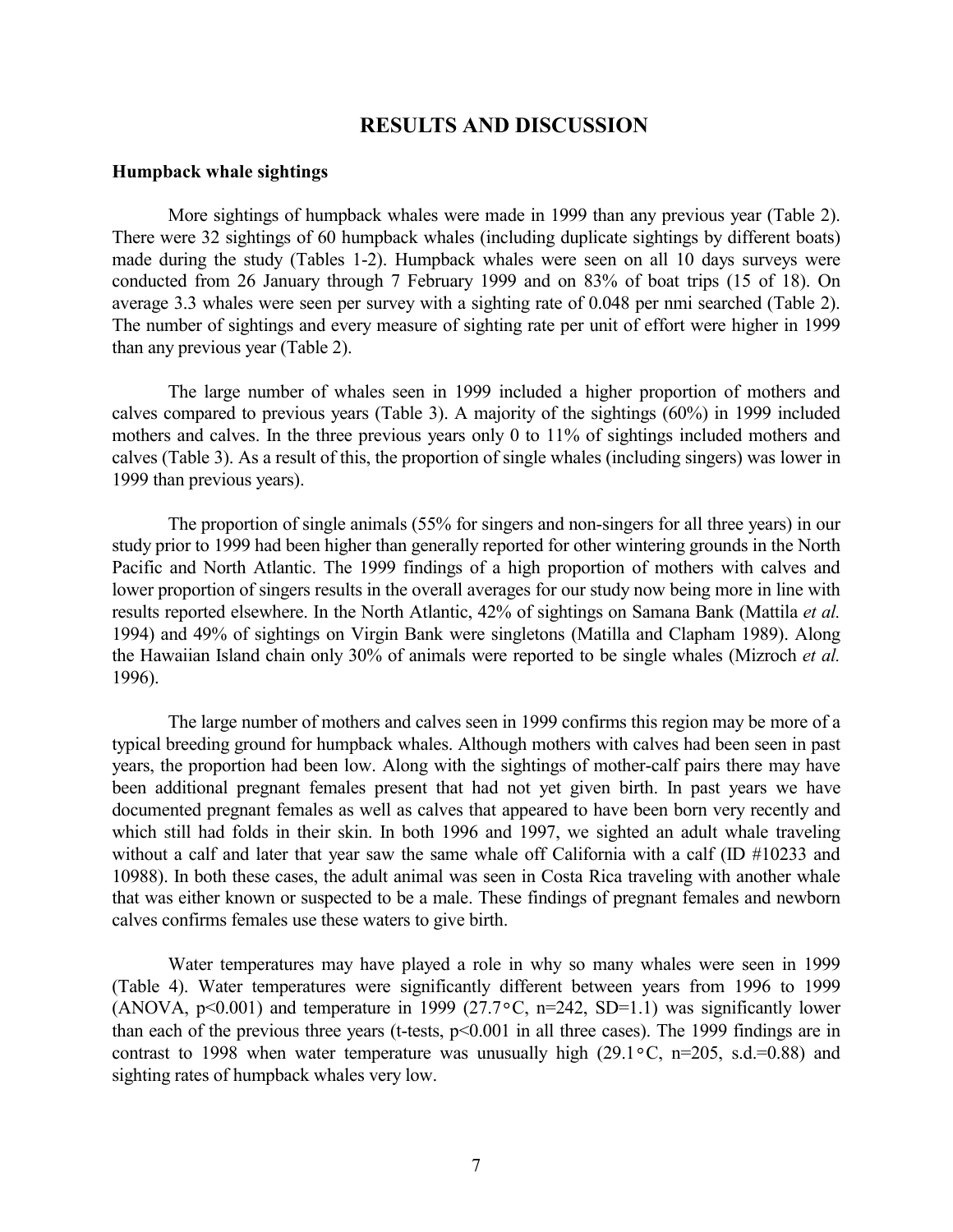# RESULTS AND DISCUSSION

### Humpback whale sightings

More sightings of humpback whales were made in 1999 than any previous year (Table 2). There were 32 sightings of 60 humpback whales (including duplicate sightings by different boats) made during the study (Tables 1-2). Humpback whales were seen on all 10 days surveys were conducted from 26 January through 7 February 1999 and on 83% of boat trips (15 of 18). On average 3.3 whales were seen per survey with a sighting rate of 0.048 per nmi searched (Table 2). The number of sightings and every measure of sighting rate per unit of effort were higher in 1999 than any previous year (Table 2).

The large number of whales seen in 1999 included a higher proportion of mothers and calves compared to previous years (Table 3). A majority of the sightings (60%) in 1999 included mothers and calves. In the three previous years only 0 to 11% of sightings included mothers and calves (Table 3). As a result of this, the proportion of single whales (including singers) was lower in 1999 than previous years).

The proportion of single animals (55% for singers and non-singers for all three years) in our study prior to 1999 had been higher than generally reported for other wintering grounds in the North Pacific and North Atlantic. The 1999 findings of a high proportion of mothers with calves and lower proportion of singers results in the overall averages for our study now being more in line with results reported elsewhere. In the North Atlantic, 42% of sightings on Samana Bank (Mattila *et al.* 1994) and 49% of sightings on Virgin Bank were singletons (Matilla and Clapham 1989). Along the Hawaiian Island chain only 30% of animals were reported to be single whales (Mizroch *et al.* 1996).

The large number of mothers and calves seen in 1999 confirms this region may be more of a typical breeding ground for humpback whales. Although mothers with calves had been seen in past years, the proportion had been low. Along with the sightings of mother-calf pairs there may have been additional pregnant females present that had not yet given birth. In past years we have documented pregnant females as well as calves that appeared to have been born very recently and which still had folds in their skin. In both 1996 and 1997, we sighted an adult whale traveling without a calf and later that year saw the same whale off California with a calf (ID #10233 and 10988). In both these cases, the adult animal was seen in Costa Rica traveling with another whale that was either known or suspected to be a male. These findings of pregnant females and newborn calves confirms females use these waters to give birth.

Water temperatures may have played a role in why so many whales were seen in 1999 (Table 4). Water temperatures were significantly different between years from 1996 to 1999 (ANOVA, $p<0.001$) and temperature in 1999 (27.7°C, n=242, SD=1.1) was significantly lower than each of the previous three years (t-tests, $p<0.001$ in all three cases). The 1999 findings are in contrast to 1998 when water temperature was unusually high (29.1°C, n=205, s.d.=0.88) and sighting rates of humpback whales very low.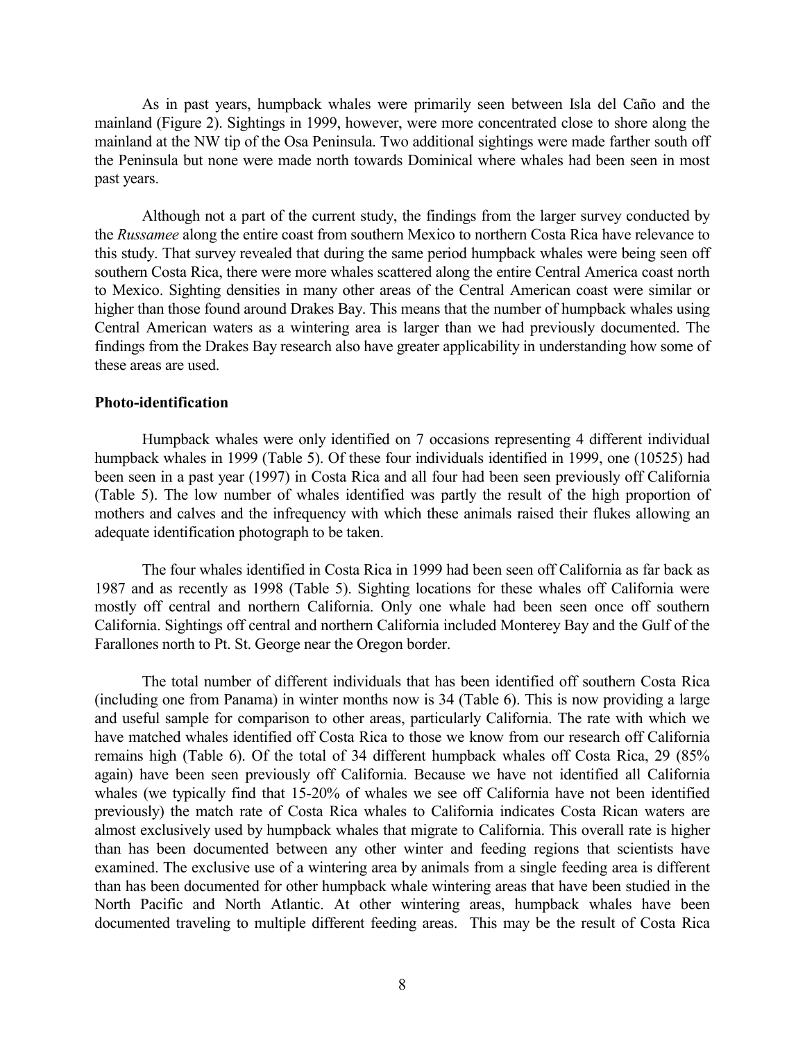As in past years, humpback whales were primarily seen between Isla del Caño and the mainland (Figure 2). Sightings in 1999, however, were more concentrated close to shore along the mainland at the NW tip of the Osa Peninsula. Two additional sightings were made farther south off the Peninsula but none were made north towards Dominical where whales had been seen in most past years.

Although not a part of the current study, the findings from the larger survey conducted by the *Russamee* along the entire coast from southern Mexico to northern Costa Rica have relevance to this study. That survey revealed that during the same period humpback whales were being seen off southern Costa Rica, there were more whales scattered along the entire Central America coast north to Mexico. Sighting densities in many other areas of the Central American coast were similar or higher than those found around Drakes Bay. This means that the number of humpback whales using Central American waters as a wintering area is larger than we had previously documented. The findings from the Drakes Bay research also have greater applicability in understanding how some of these areas are used.

**Photo-identification**

Humpback whales were only identified on 7 occasions representing 4 different individual humpback whales in 1999 (Table 5). Of these four individuals identified in 1999, one (10525) had been seen in a past year (1997) in Costa Rica and all four had been seen previously off California (Table 5). The low number of whales identified was partly the result of the high proportion of mothers and calves and the infrequency with which these animals raised their flukes allowing an adequate identification photograph to be taken.

The four whales identified in Costa Rica in 1999 had been seen off California as far back as 1987 and as recently as 1998 (Table 5). Sighting locations for these whales off California were mostly off central and northern California. Only one whale had been seen once off southern California. Sightings off central and northern California included Monterey Bay and the Gulf of the Farallones north to Pt. St. George near the Oregon border.

The total number of different individuals that has been identified off southern Costa Rica (including one from Panama) in winter months now is 34 (Table 6). This is now providing a large and useful sample for comparison to other areas, particularly California. The rate with which we have matched whales identified off Costa Rica to those we know from our research off California remains high (Table 6). Of the total of 34 different humpback whales off Costa Rica, 29 (85% again) have been seen previously off California. Because we have not identified all California whales (we typically find that 15-20% of whales we see off California have not been identified previously) the match rate of Costa Rica whales to California indicates Costa Rican waters are almost exclusively used by humpback whales that migrate to California. This overall rate is higher than has been documented between any other winter and feeding regions that scientists have examined. The exclusive use of a wintering area by animals from a single feeding area is different than has been documented for other humpback whale wintering areas that have been studied in the North Pacific and North Atlantic. At other wintering areas, humpback whales have been documented traveling to multiple different feeding areas. This may be the result of Costa Rica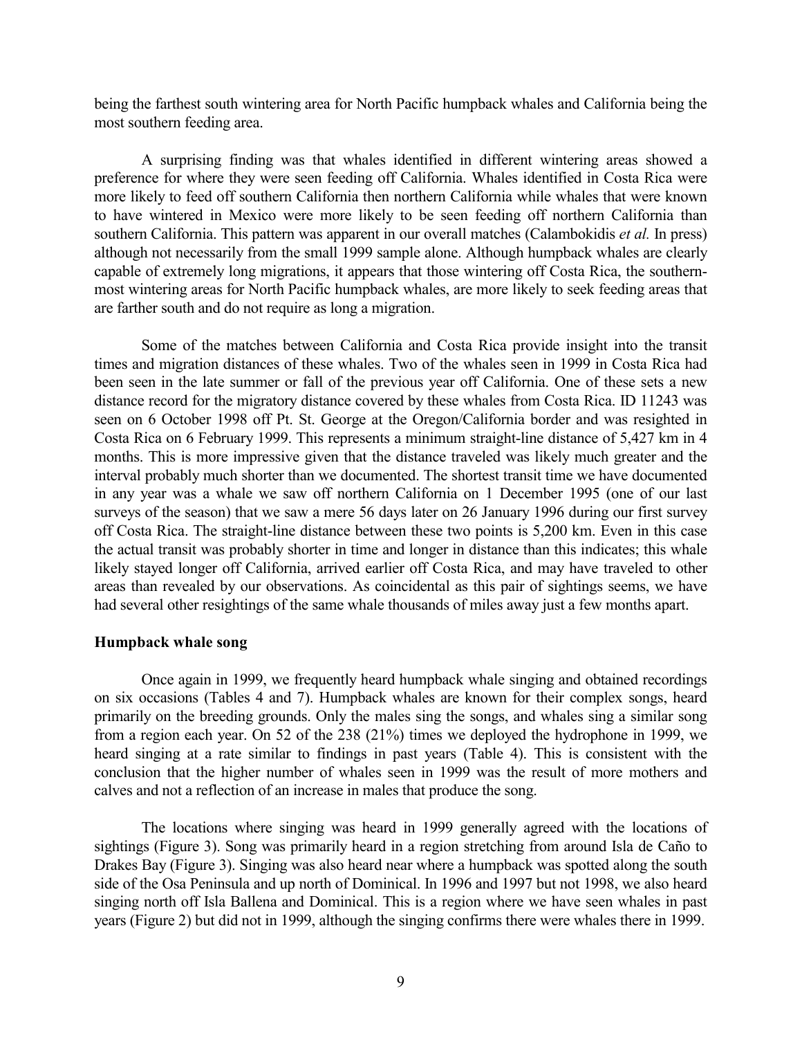being the farthest south wintering area for North Pacific humpback whales and California being the most southern feeding area.

A surprising finding was that whales identified in different wintering areas showed a preference for where they were seen feeding off California. Whales identified in Costa Rica were more likely to feed off southern California then northern California while whales that were known to have wintered in Mexico were more likely to be seen feeding off northern California than southern California. This pattern was apparent in our overall matches (Calambokidis *et al.* In press) although not necessarily from the small 1999 sample alone. Although humpback whales are clearly capable of extremely long migrations, it appears that those wintering off Costa Rica, the southern-most wintering areas for North Pacific humpback whales, are more likely to seek feeding areas that are farther south and do not require as long a migration.

Some of the matches between California and Costa Rica provide insight into the transit times and migration distances of these whales. Two of the whales seen in 1999 in Costa Rica had been seen in the late summer or fall of the previous year off California. One of these sets a new distance record for the migratory distance covered by these whales from Costa Rica. ID 11243 was seen on 6 October 1998 off Pt. St. George at the Oregon/California border and was resighted in Costa Rica on 6 February 1999. This represents a minimum straight-line distance of 5,427 km in 4 months. This is more impressive given that the distance traveled was likely much greater and the interval probably much shorter than we documented. The shortest transit time we have documented in any year was a whale we saw off northern California on 1 December 1995 (one of our last surveys of the season) that we saw a mere 56 days later on 26 January 1996 during our first survey off Costa Rica. The straight-line distance between these two points is 5,200 km. Even in this case the actual transit was probably shorter in time and longer in distance than this indicates; this whale likely stayed longer off California, arrived earlier off Costa Rica, and may have traveled to other areas than revealed by our observations. As coincidental as this pair of sightings seems, we have had several other resightings of the same whale thousands of miles away just a few months apart.

### Humpback whale song

Once again in 1999, we frequently heard humpback whale singing and obtained recordings on six occasions (Tables 4 and 7). Humpback whales are known for their complex songs, heard primarily on the breeding grounds. Only the males sing the songs, and whales sing a similar song from a region each year. On 52 of the 238 (21%) times we deployed the hydrophone in 1999, we heard singing at a rate similar to findings in past years (Table 4). This is consistent with the conclusion that the higher number of whales seen in 1999 was the result of more mothers and calves and not a reflection of an increase in males that produce the song.

The locations where singing was heard in 1999 generally agreed with the locations of sightings (Figure 3). Song was primarily heard in a region stretching from around Isla de Caño to Drakes Bay (Figure 3). Singing was also heard near where a humpback was spotted along the south side of the Osa Peninsula and up north of Dominical. In 1996 and 1997 but not 1998, we also heard singing north off Isla Ballena and Dominical. This is a region where we have seen whales in past years (Figure 2) but did not in 1999, although the singing confirms there were whales there in 1999.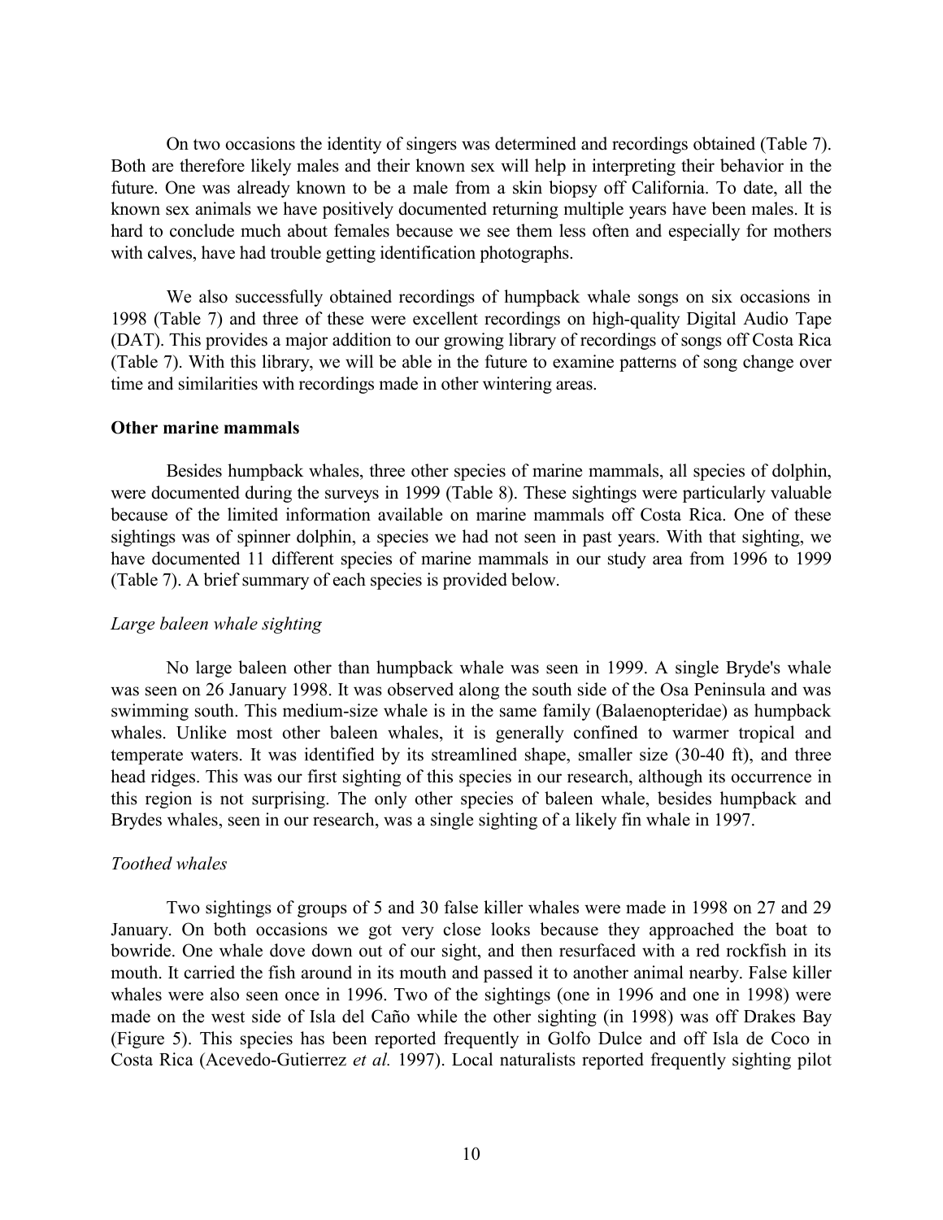On two occasions the identity of singers was determined and recordings obtained (Table 7). Both are therefore likely males and their known sex will help in interpreting their behavior in the future. One was already known to be a male from a skin biopsy off California. To date, all the known sex animals we have positively documented returning multiple years have been males. It is hard to conclude much about females because we see them less often and especially for mothers with calves, have had trouble getting identification photographs.

We also successfully obtained recordings of humpback whale songs on six occasions in 1998 (Table 7) and three of these were excellent recordings on high-quality Digital Audio Tape (DAT). This provides a major addition to our growing library of recordings of songs off Costa Rica (Table 7). With this library, we will be able in the future to examine patterns of song change over time and similarities with recordings made in other wintering areas.

**Other marine mammals**

Besides humpback whales, three other species of marine mammals, all species of dolphin, were documented during the surveys in 1999 (Table 8). These sightings were particularly valuable because of the limited information available on marine mammals off Costa Rica. One of these sightings was of spinner dolphin, a species we had not seen in past years. With that sighting, we have documented 11 different species of marine mammals in our study area from 1996 to 1999 (Table 7). A brief summary of each species is provided below.

*Large baleen whale sighting*

No large baleen other than humpback whale was seen in 1999. A single Bryde's whale was seen on 26 January 1998. It was observed along the south side of the Osa Peninsula and was swimming south. This medium-size whale is in the same family (Balaenopteridae) as humpback whales. Unlike most other baleen whales, it is generally confined to warmer tropical and temperate waters. It was identified by its streamlined shape, smaller size (30-40 ft), and three head ridges. This was our first sighting of this species in our research, although its occurrence in this region is not surprising. The only other species of baleen whale, besides humpback and Brydes whales, seen in our research, was a single sighting of a likely fin whale in 1997.

*Toothed whales*

Two sightings of groups of 5 and 30 false killer whales were made in 1998 on 27 and 29 January. On both occasions we got very close looks because they approached the boat to bowride. One whale dove down out of our sight, and then resurfaced with a red rockfish in its mouth. It carried the fish around in its mouth and passed it to another animal nearby. False killer whales were also seen once in 1996. Two of the sightings (one in 1996 and one in 1998) were made on the west side of Isla del Caño while the other sighting (in 1998) was off Drakes Bay (Figure 5). This species has been reported frequently in Golfo Dulce and off Isla de Coco in Costa Rica (Acevedo-Gutierrez *et al.* 1997). Local naturalists reported frequently sighting pilot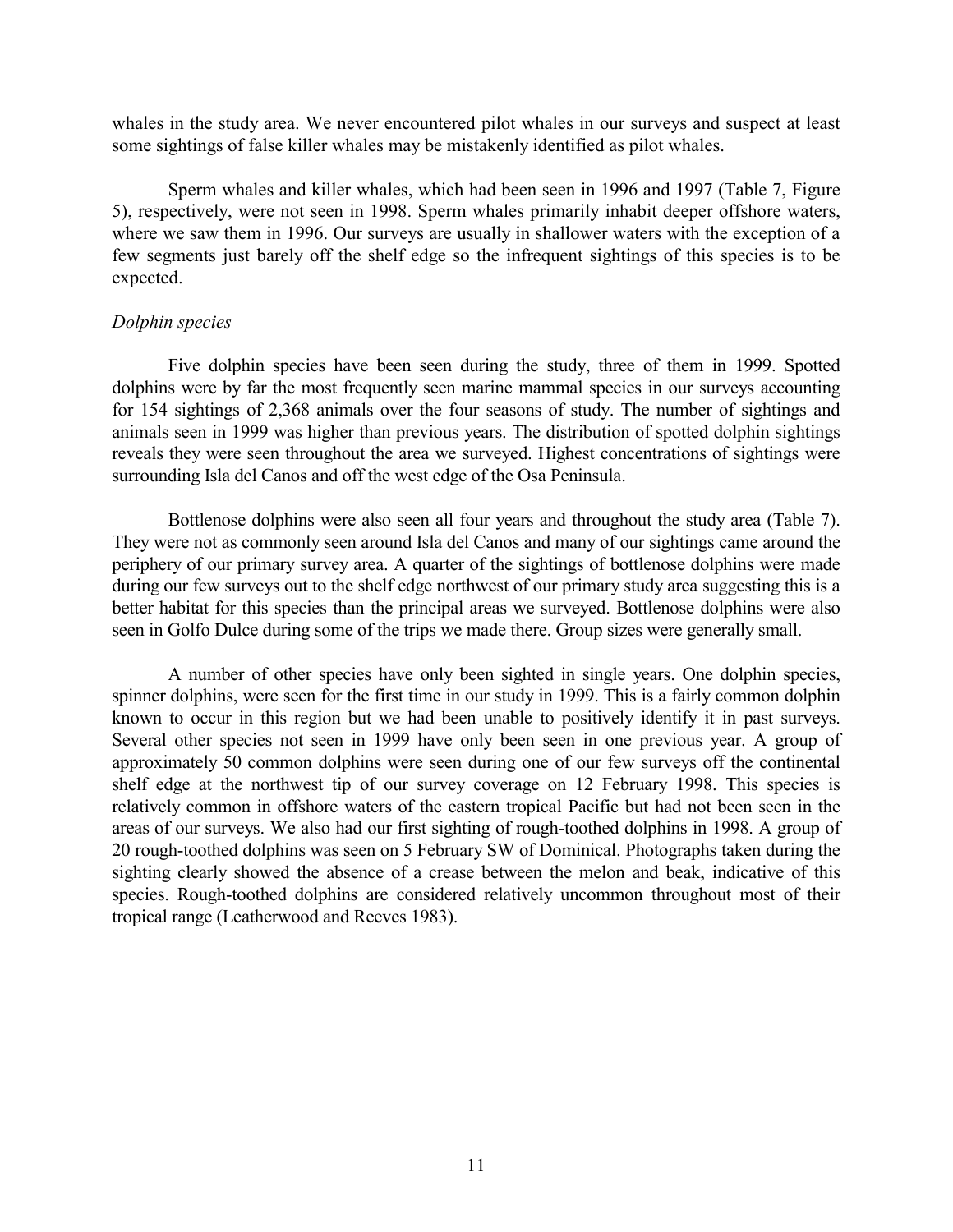whales in the study area. We never encountered pilot whales in our surveys and suspect at least some sightings of false killer whales may be mistakenly identified as pilot whales.

Sperm whales and killer whales, which had been seen in 1996 and 1997 (Table 7, Figure 5), respectively, were not seen in 1998. Sperm whales primarily inhabit deeper offshore waters, where we saw them in 1996. Our surveys are usually in shallower waters with the exception of a few segments just barely off the shelf edge so the infrequent sightings of this species is to be expected.

*Dolphin species*

Five dolphin species have been seen during the study, three of them in 1999. Spotted dolphins were by far the most frequently seen marine mammal species in our surveys accounting for 154 sightings of 2,368 animals over the four seasons of study. The number of sightings and animals seen in 1999 was higher than previous years. The distribution of spotted dolphin sightings reveals they were seen throughout the area we surveyed. Highest concentrations of sightings were surrounding Isla del Canos and off the west edge of the Osa Peninsula.

Bottlenose dolphins were also seen all four years and throughout the study area (Table 7). They were not as commonly seen around Isla del Canos and many of our sightings came around the periphery of our primary survey area. A quarter of the sightings of bottlenose dolphins were made during our few surveys out to the shelf edge northwest of our primary study area suggesting this is a better habitat for this species than the principal areas we surveyed. Bottlenose dolphins were also seen in Golfo Dulce during some of the trips we made there. Group sizes were generally small.

A number of other species have only been sighted in single years. One dolphin species, spinner dolphins, were seen for the first time in our study in 1999. This is a fairly common dolphin known to occur in this region but we had been unable to positively identify it in past surveys. Several other species not seen in 1999 have only been seen in one previous year. A group of approximately 50 common dolphins were seen during one of our few surveys off the continental shelf edge at the northwest tip of our survey coverage on 12 February 1998. This species is relatively common in offshore waters of the eastern tropical Pacific but had not been seen in the areas of our surveys. We also had our first sighting of rough-toothed dolphins in 1998. A group of 20 rough-toothed dolphins was seen on 5 February SW of Dominical. Photographs taken during the sighting clearly showed the absence of a crease between the melon and beak, indicative of this species. Rough-toothed dolphins are considered relatively uncommon throughout most of their tropical range (Leatherwood and Reeves 1983).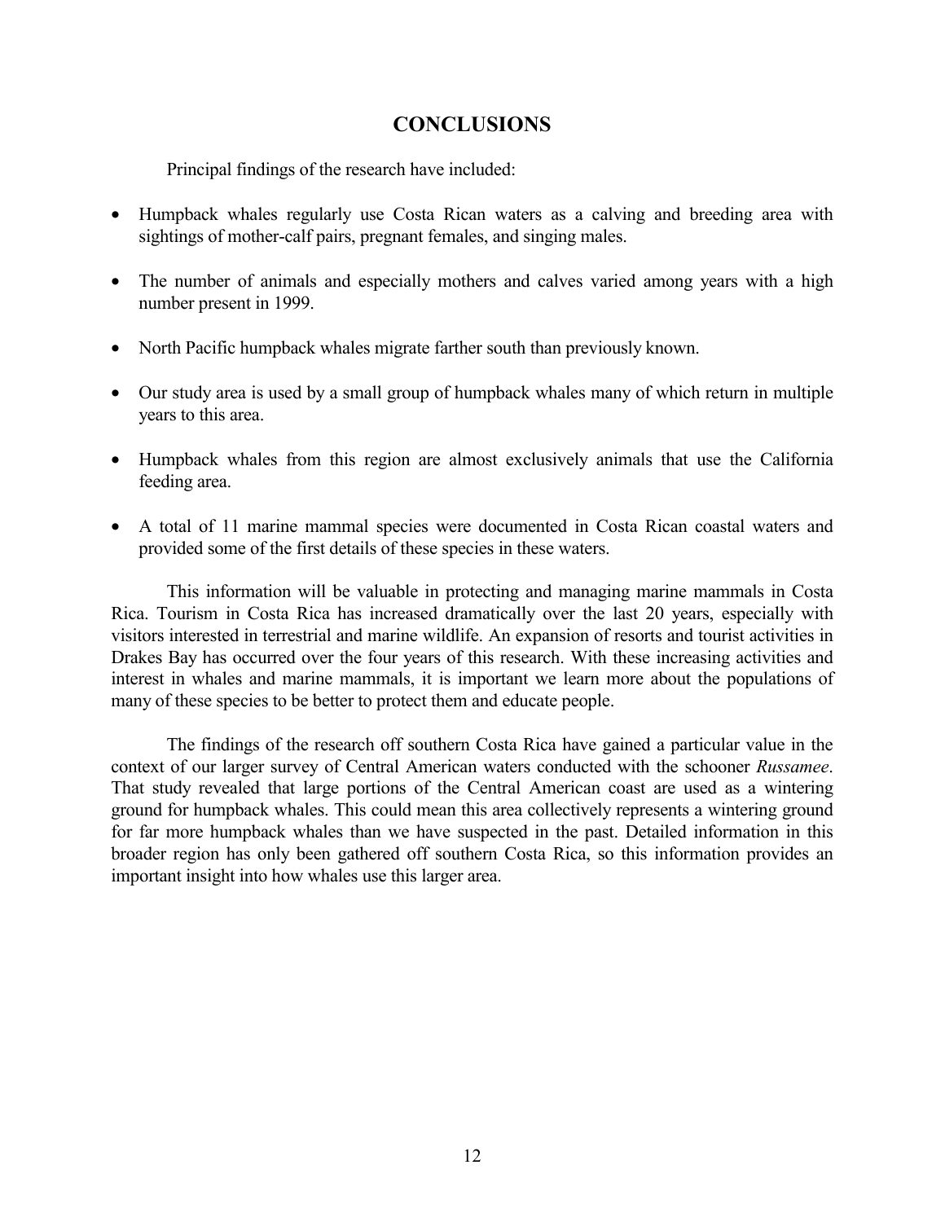# CONCLUSIONS

Principal findings of the research have included:

- Humpback whales regularly use Costa Rican waters as a calving and breeding area with sightings of mother-calf pairs, pregnant females, and singing males.
- The number of animals and especially mothers and calves varied among years with a high number present in 1999.
- North Pacific humpback whales migrate farther south than previously known.
- Our study area is used by a small group of humpback whales many of which return in multiple years to this area.
- Humpback whales from this region are almost exclusively animals that use the California feeding area.
- A total of 11 marine mammal species were documented in Costa Rican coastal waters and provided some of the first details of these species in these waters.

This information will be valuable in protecting and managing marine mammals in Costa Rica. Tourism in Costa Rica has increased dramatically over the last 20 years, especially with visitors interested in terrestrial and marine wildlife. An expansion of resorts and tourist activities in Drakes Bay has occurred over the four years of this research. With these increasing activities and interest in whales and marine mammals, it is important we learn more about the populations of many of these species to be better to protect them and educate people.

The findings of the research off southern Costa Rica have gained a particular value in the context of our larger survey of Central American waters conducted with the schooner *Russamee*. That study revealed that large portions of the Central American coast are used as a wintering ground for humpback whales. This could mean this area collectively represents a wintering ground for far more humpback whales than we have suspected in the past. Detailed information in this broader region has only been gathered off southern Costa Rica, so this information provides an important insight into how whales use this larger area.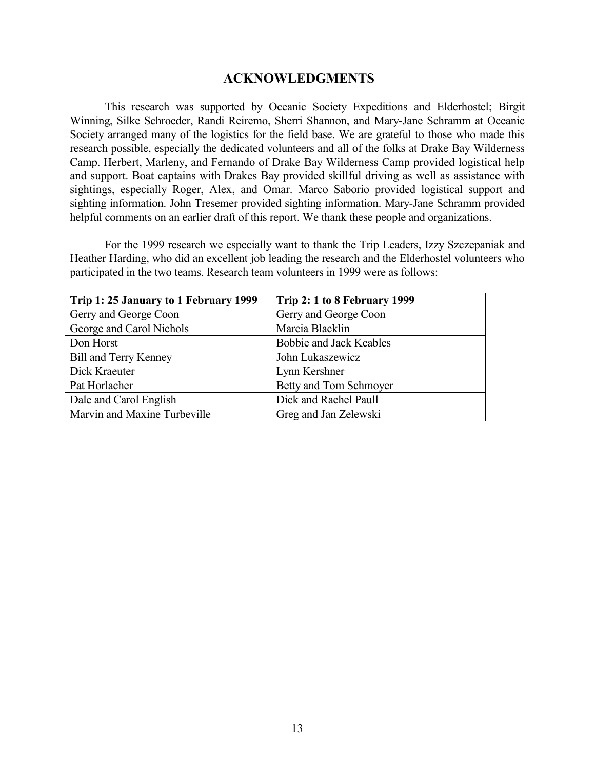## ACKNOWLEDGMENTS

This research was supported by Oceanic Society Expeditions and Elderhostel; Birgit Winning, Silke Schroeder, Randi Reiremo, Sherri Shannon, and Mary-Jane Schramm at Oceanic Society arranged many of the logistics for the field base. We are grateful to those who made this research possible, especially the dedicated volunteers and all of the folks at Drake Bay Wilderness Camp. Herbert, Marleny, and Fernando of Drake Bay Wilderness Camp provided logistical help and support. Boat captains with Drakes Bay provided skillful driving as well as assistance with sightings, especially Roger, Alex, and Omar. Marco Saborio provided logistical support and sighting information. John Tresemer provided sighting information. Mary-Jane Schramm provided helpful comments on an earlier draft of this report. We thank these people and organizations.

For the 1999 research we especially want to thank the Trip Leaders, Izzy Szczepaniak and Heather Harding, who did an excellent job leading the research and the Elderhostel volunteers who participated in the two teams. Research team volunteers in 1999 were as follows:

| **Trip 1: 25 January to 1 February 1999** | **Trip 2: 1 to 8 February 1999** |
|---|---|
| Gerry and George Coon | Gerry and George Coon |
| George and Carol Nichols | Marcia Blacklin |
| Don Horst | Bobbie and Jack Keables |
| Bill and Terry Kenney | John Lukaszewicz |
| Dick Kraeuter | Lynn Kershner |
| Pat Horlacher | Betty and Tom Schmoyer |
| Dale and Carol English | Dick and Rachel Paull |
| Marvin and Maxine Turbeville | Greg and Jan Zelewski |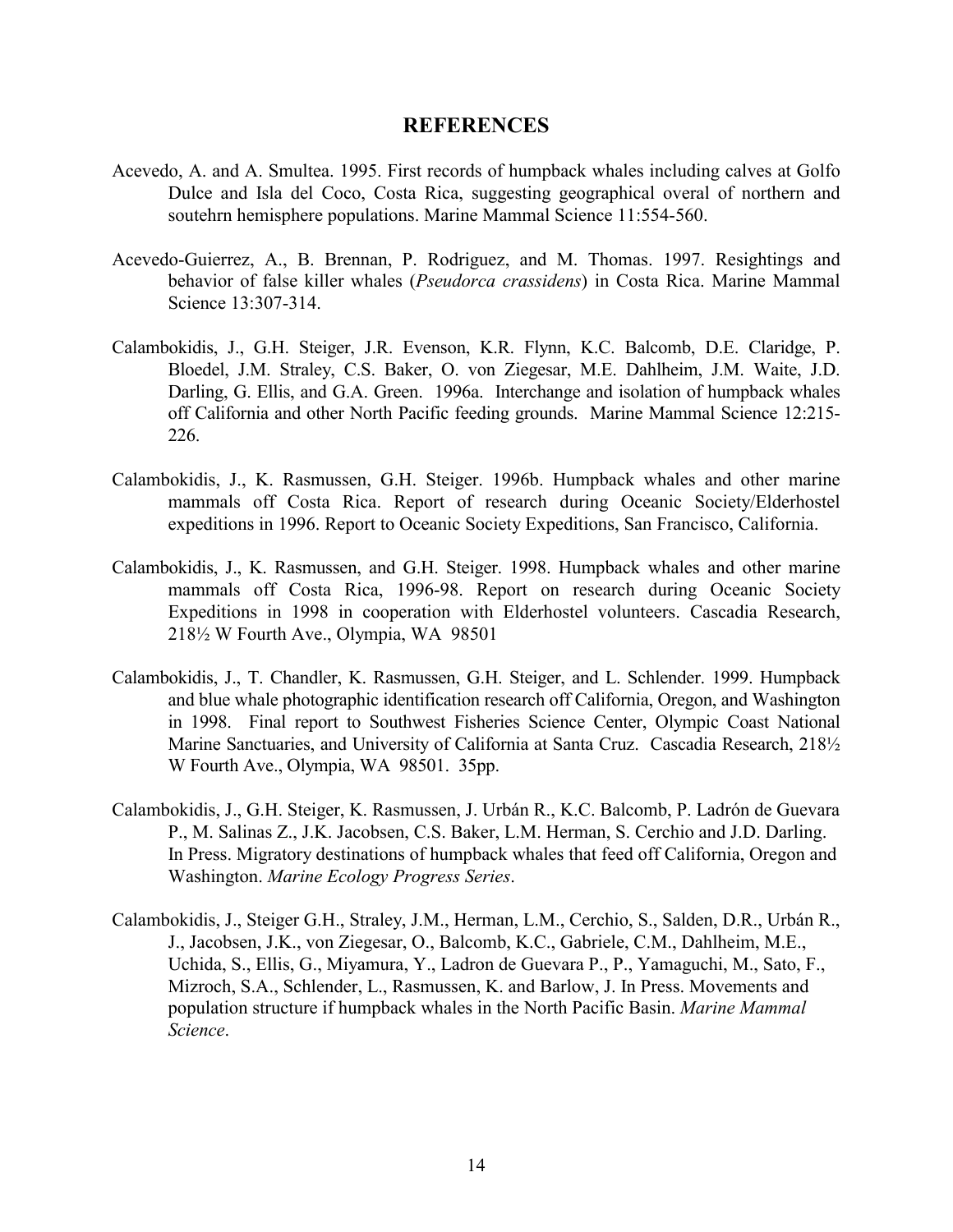## REFERENCES

Acevedo, A. and A. Smultea. 1995. First records of humpback whales including calves at Golfo Dulce and Isla del Coco, Costa Rica, suggesting geographical overal of northern and soutehrn hemisphere populations. Marine Mammal Science 11:554-560.

Acevedo-Guierrez, A., B. Brennan, P. Rodriguez, and M. Thomas. 1997. Resightings and behavior of false killer whales (*Pseudorca crassidens*) in Costa Rica. Marine Mammal Science 13:307-314.

Calambokidis, J., G.H. Steiger, J.R. Evenson, K.R. Flynn, K.C. Balcomb, D.E. Claridge, P. Bloedel, J.M. Straley, C.S. Baker, O. von Ziegesar, M.E. Dahlheim, J.M. Waite, J.D. Darling, G. Ellis, and G.A. Green. 1996a. Interchange and isolation of humpback whales off California and other North Pacific feeding grounds. Marine Mammal Science 12:215-226.

Calambokidis, J., K. Rasmussen, G.H. Steiger. 1996b. Humpback whales and other marine mammals off Costa Rica. Report of research during Oceanic Society/Elderhostel expeditions in 1996. Report to Oceanic Society Expeditions, San Francisco, California.

Calambokidis, J., K. Rasmussen, and G.H. Steiger. 1998. Humpback whales and other marine mammals off Costa Rica, 1996-98. Report on research during Oceanic Society Expeditions in 1998 in cooperation with Elderhostel volunteers. Cascadia Research, 218½ W Fourth Ave., Olympia, WA 98501

Calambokidis, J., T. Chandler, K. Rasmussen, G.H. Steiger, and L. Schlender. 1999. Humpback and blue whale photographic identification research off California, Oregon, and Washington in 1998. Final report to Southwest Fisheries Science Center, Olympic Coast National Marine Sanctuaries, and University of California at Santa Cruz. Cascadia Research, 218½ W Fourth Ave., Olympia, WA 98501. 35pp.

Calambokidis, J., G.H. Steiger, K. Rasmussen, J. Urbán R., K.C. Balcomb, P. Ladrón de Guevara P., M. Salinas Z., J.K. Jacobsen, C.S. Baker, L.M. Herman, S. Cerchio and J.D. Darling. In Press. Migratory destinations of humpback whales that feed off California, Oregon and Washington. *Marine Ecology Progress Series*.

Calambokidis, J., Steiger G.H., Straley, J.M., Herman, L.M., Cerchio, S., Salden, D.R., Urbán R., J., Jacobsen, J.K., von Ziegesar, O., Balcomb, K.C., Gabriele, C.M., Dahlheim, M.E., Uchida, S., Ellis, G., Miyamura, Y., Ladron de Guevara P., P., Yamaguchi, M., Sato, F., Mizroch, S.A., Schlender, L., Rasmussen, K. and Barlow, J. In Press. Movements and population structure if humpback whales in the North Pacific Basin. *Marine Mammal Science*.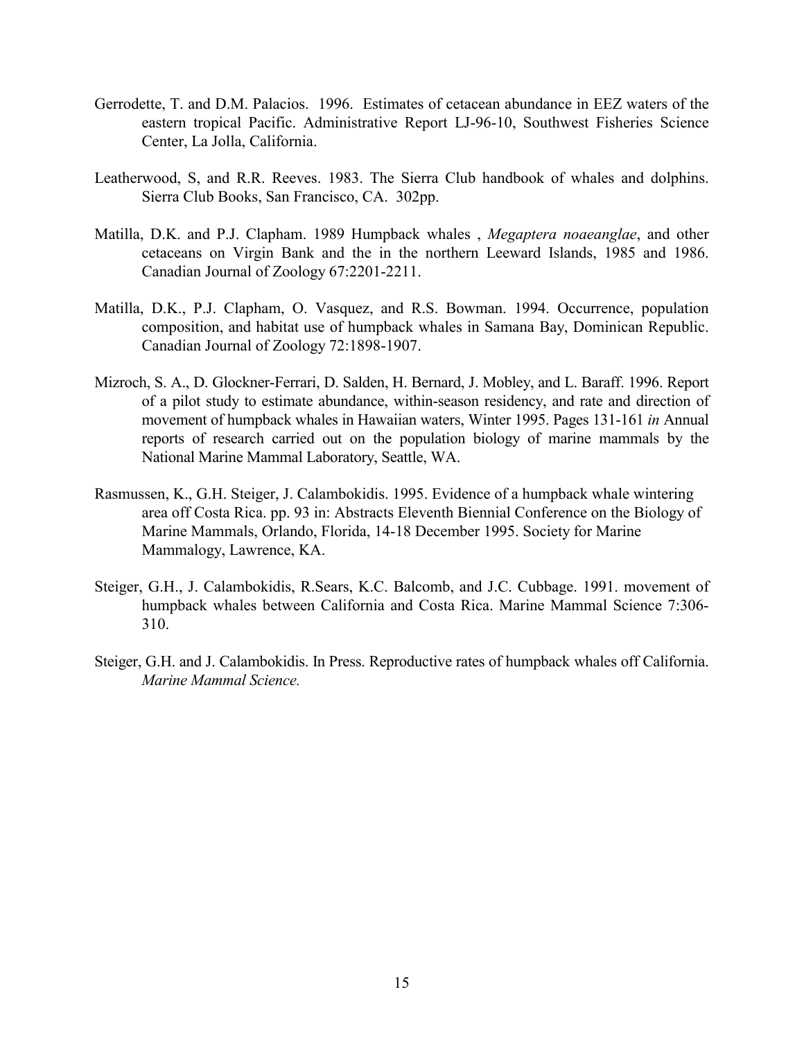Gerrodette, T. and D.M. Palacios. 1996. Estimates of cetacean abundance in EEZ waters of the eastern tropical Pacific. Administrative Report LJ-96-10, Southwest Fisheries Science Center, La Jolla, California.

Leatherwood, S, and R.R. Reeves. 1983. The Sierra Club handbook of whales and dolphins. Sierra Club Books, San Francisco, CA. 302pp.

Matilla, D.K. and P.J. Clapham. 1989 Humpback whales , *Megaptera noaeanglae*, and other cetaceans on Virgin Bank and the in the northern Leeward Islands, 1985 and 1986. Canadian Journal of Zoology 67:2201-2211.

Matilla, D.K., P.J. Clapham, O. Vasquez, and R.S. Bowman. 1994. Occurrence, population composition, and habitat use of humpback whales in Samana Bay, Dominican Republic. Canadian Journal of Zoology 72:1898-1907.

Mizroch, S. A., D. Glockner-Ferrari, D. Salden, H. Bernard, J. Mobley, and L. Baraff. 1996. Report of a pilot study to estimate abundance, within-season residency, and rate and direction of movement of humpback whales in Hawaiian waters, Winter 1995. Pages 131-161 *in* Annual reports of research carried out on the population biology of marine mammals by the National Marine Mammal Laboratory, Seattle, WA.

Rasmussen, K., G.H. Steiger, J. Calambokidis. 1995. Evidence of a humpback whale wintering area off Costa Rica. pp. 93 in: Abstracts Eleventh Biennial Conference on the Biology of Marine Mammals, Orlando, Florida, 14-18 December 1995. Society for Marine Mammalogy, Lawrence, KA.

Steiger, G.H., J. Calambokidis, R.Sears, K.C. Balcomb, and J.C. Cubbage. 1991. movement of humpback whales between California and Costa Rica. Marine Mammal Science 7:306-310.

Steiger, G.H. and J. Calambokidis. In Press. Reproductive rates of humpback whales off California. *Marine Mammal Science.*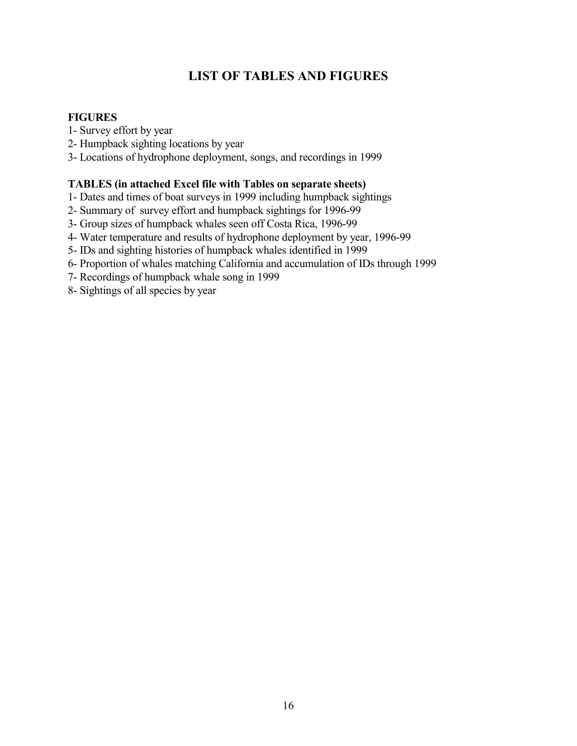# LIST OF TABLES AND FIGURES

**FIGURES**

1- Survey effort by year
2- Humpback sighting locations by year
3- Locations of hydrophone deployment, songs, and recordings in 1999

**TABLES (in attached Excel file with Tables on separate sheets)**

1- Dates and times of boat surveys in 1999 including humpback sightings
2- Summary of survey effort and humpback sightings for 1996-99
3- Group sizes of humpback whales seen off Costa Rica, 1996-99
4- Water temperature and results of hydrophone deployment by year, 1996-99
5- IDs and sighting histories of humpback whales identified in 1999
6- Proportion of whales matching California and accumulation of IDs through 1999
7- Recordings of humpback whale song in 1999
8- Sightings of all species by year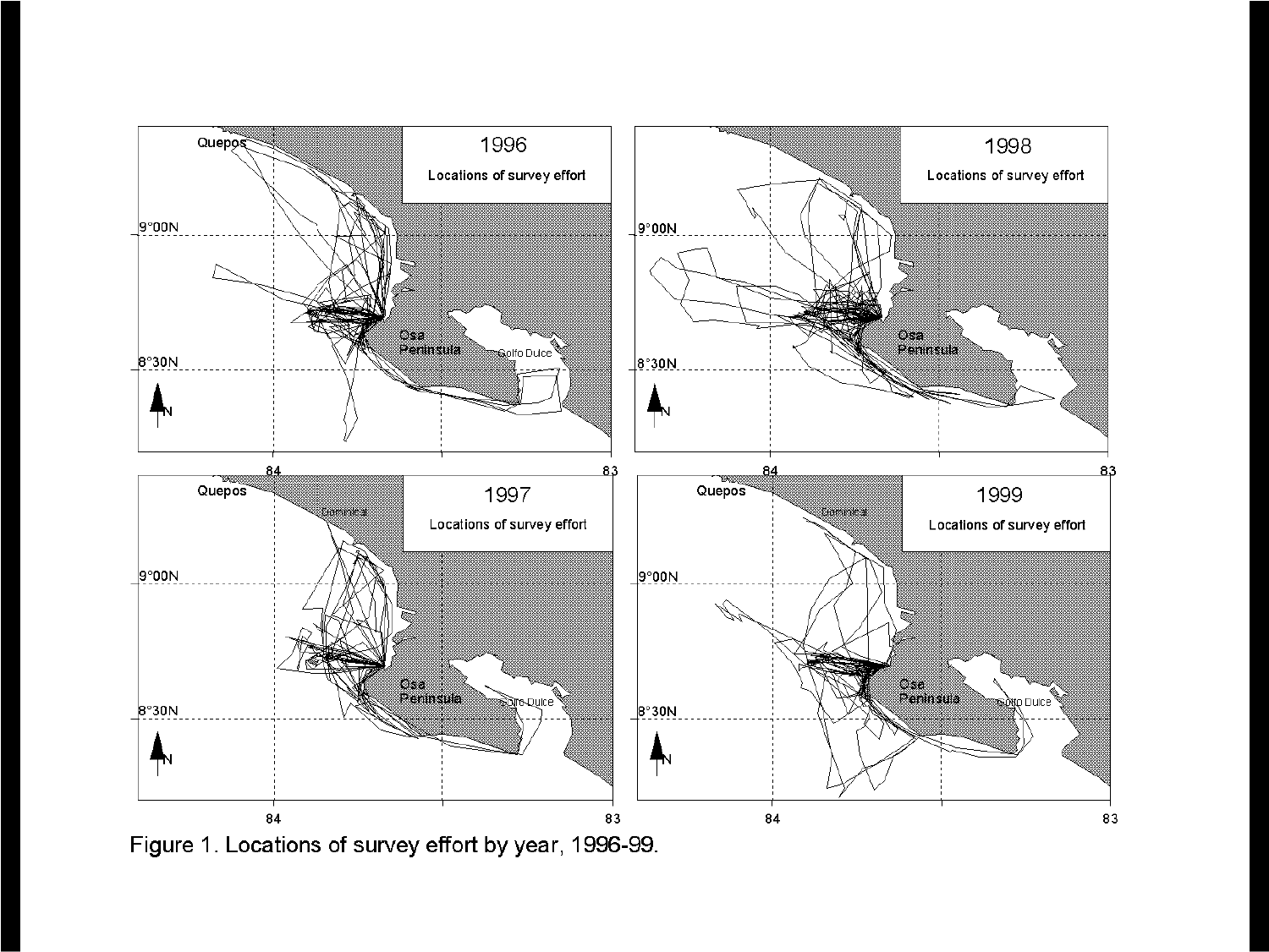Figure 1. Locations of survey effort by year, 1996-99.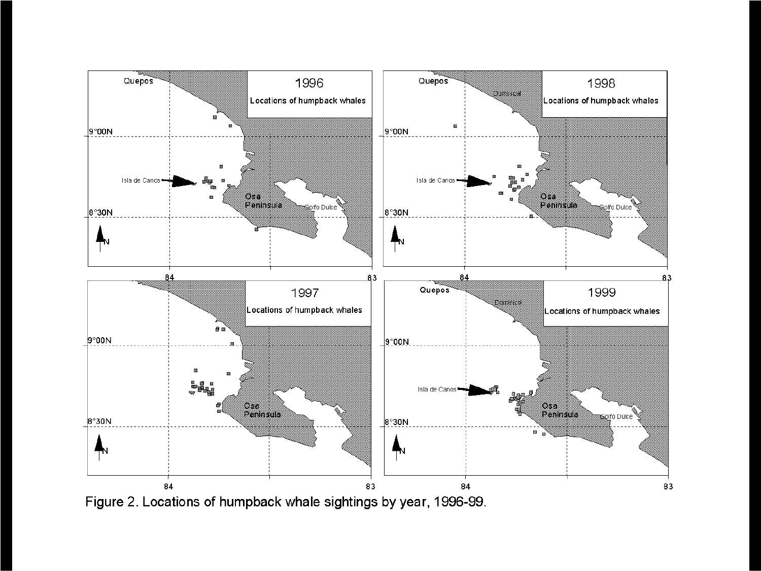Figure 2. Locations of humpback whale sightings by year, 1996-99.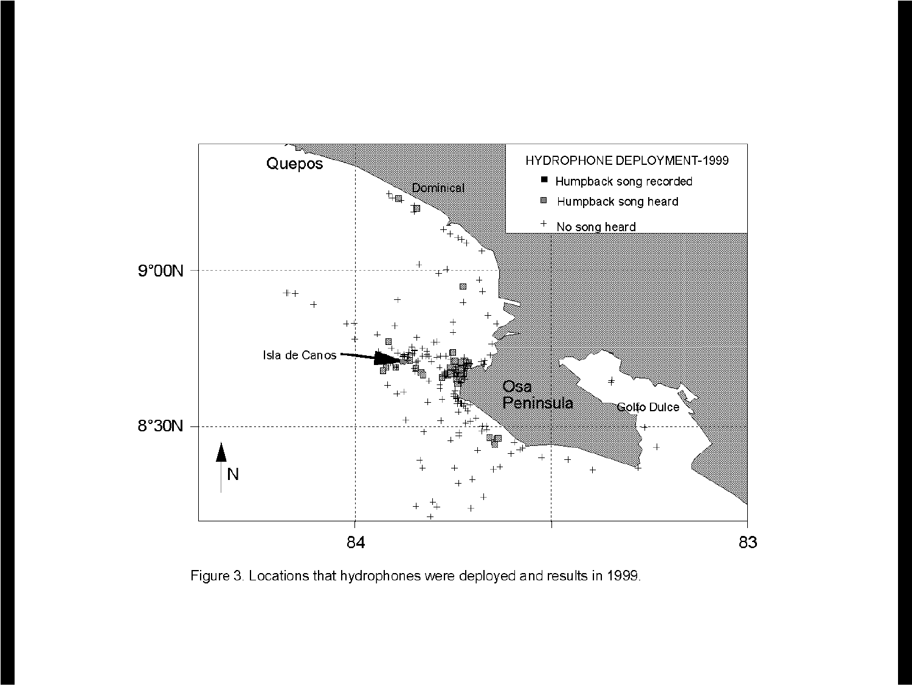Figure 3. Locations that hydrophones were deployed and results in 1999.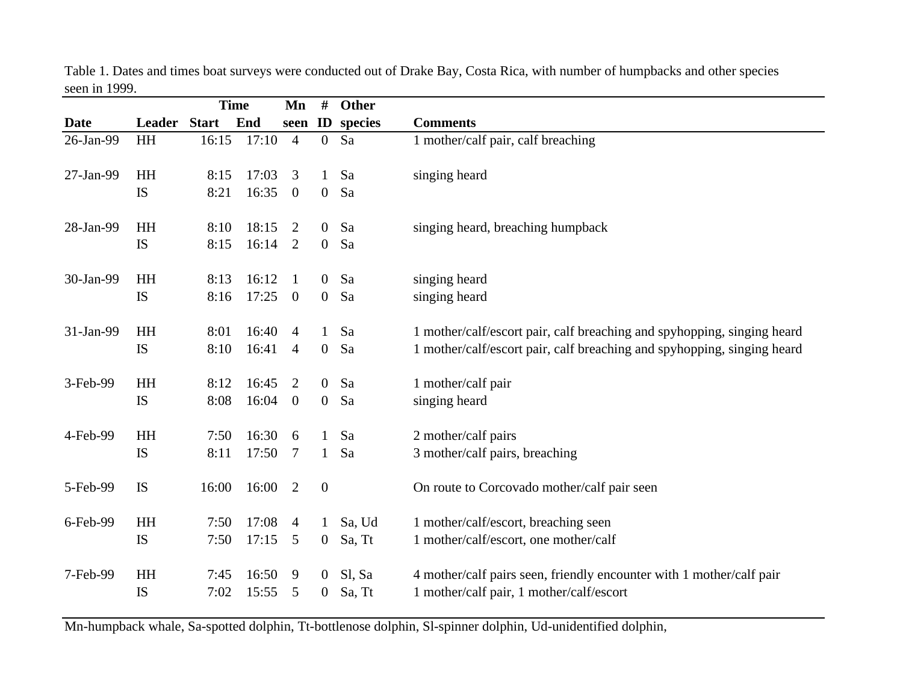Table 1. Dates and times boat surveys were conducted out of Drake Bay, Costa Rica, with number of humpbacks and other species seen in 1999.

| Date | Leader | Time Start | Time End | Mn seen | # ID | Other species | Comments |
|---|---|---|---|---|---|---|---|
| 26-Jan-99 | HH | 16:15 | 17:10 | 4 | 0 | Sa | 1 mother/calf pair, calf breaching |
| 27-Jan-99 | HH | 8:15 | 17:03 | 3 | 1 | Sa | singing heard |
| | IS | 8:21 | 16:35 | 0 | 0 | Sa | |
| 28-Jan-99 | HH | 8:10 | 18:15 | 2 | 0 | Sa | singing heard, breaching humpback |
| | IS | 8:15 | 16:14 | 2 | 0 | Sa | |
| 30-Jan-99 | HH | 8:13 | 16:12 | 1 | 0 | Sa | singing heard |
| | IS | 8:16 | 17:25 | 0 | 0 | Sa | singing heard |
| 31-Jan-99 | HH | 8:01 | 16:40 | 4 | 1 | Sa | 1 mother/calf/escort pair, calf breaching and spyhopping, singing heard |
| | IS | 8:10 | 16:41 | 4 | 0 | Sa | 1 mother/calf/escort pair, calf breaching and spyhopping, singing heard |
| 3-Feb-99 | HH | 8:12 | 16:45 | 2 | 0 | Sa | 1 mother/calf pair |
| | IS | 8:08 | 16:04 | 0 | 0 | Sa | singing heard |
| 4-Feb-99 | HH | 7:50 | 16:30 | 6 | 1 | Sa | 2 mother/calf pairs |
| | IS | 8:11 | 17:50 | 7 | 1 | Sa | 3 mother/calf pairs, breaching |
| 5-Feb-99 | IS | 16:00 | 16:00 | 2 | 0 | | On route to Corcovado mother/calf pair seen |
| 6-Feb-99 | HH | 7:50 | 17:08 | 4 | 1 | Sa, Ud | 1 mother/calf/escort, breaching seen |
| | IS | 7:50 | 17:15 | 5 | 0 | Sa, Tt | 1 mother/calf/escort, one mother/calf |
| 7-Feb-99 | HH | 7:45 | 16:50 | 9 | 0 | Sl, Sa | 4 mother/calf pairs seen, friendly encounter with 1 mother/calf pair |
| | IS | 7:02 | 15:55 | 5 | 0 | Sa, Tt | 1 mother/calf pair, 1 mother/calf/escort |

Mn-humpback whale, Sa-spotted dolphin, Tt-bottlenose dolphin, Sl-spinner dolphin, Ud-unidentified dolphin,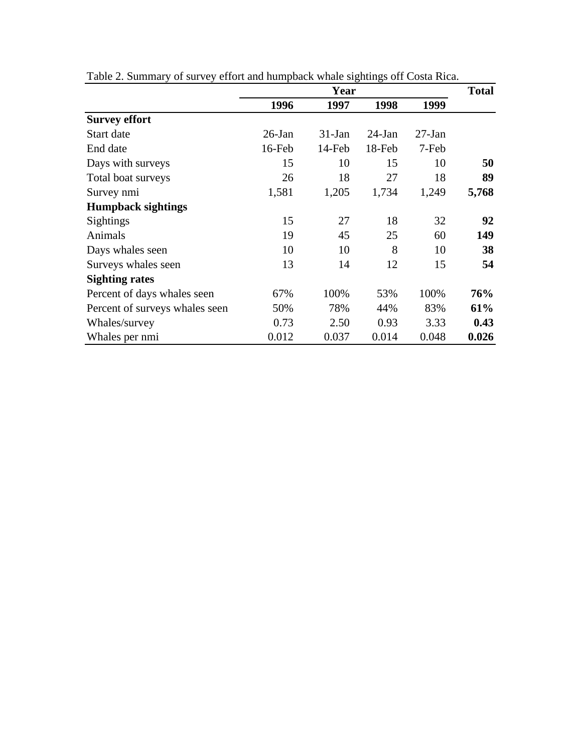Table 2. Summary of survey effort and humpback whale sightings off Costa Rica.

| | Year | | | | Total |
|---|---|---|---|---|---|
| | 1996 | 1997 | 1998 | 1999 | |
| **Survey effort** | | | | | |
| Start date | 26-Jan | 31-Jan | 24-Jan | 27-Jan | |
| End date | 16-Feb | 14-Feb | 18-Feb | 7-Feb | |
| Days with surveys | 15 | 10 | 15 | 10 | **50** |
| Total boat surveys | 26 | 18 | 27 | 18 | **89** |
| Survey nmi | 1,581 | 1,205 | 1,734 | 1,249 | **5,768** |
| **Humpback sightings** | | | | | |
| Sightings | 15 | 27 | 18 | 32 | **92** |
| Animals | 19 | 45 | 25 | 60 | **149** |
| Days whales seen | 10 | 10 | 8 | 10 | **38** |
| Surveys whales seen | 13 | 14 | 12 | 15 | **54** |
| **Sighting rates** | | | | | |
| Percent of days whales seen | 67% | 100% | 53% | 100% | **76%** |
| Percent of surveys whales seen | 50% | 78% | 44% | 83% | **61%** |
| Whales/survey | 0.73 | 2.50 | 0.93 | 3.33 | **0.43** |
| Whales per nmi | 0.012 | 0.037 | 0.014 | 0.048 | **0.026** |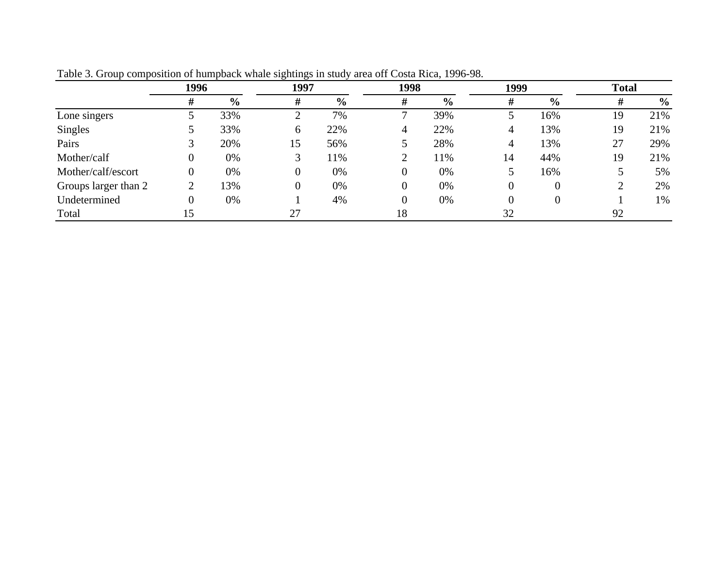Table 3. Group composition of humpback whale sightings in study area off Costa Rica, 1996-98.

| | 1996 | | 1997 | | 1998 | | 1999 | | Total | |
|---|---|---|---|---|---|---|---|---|---|---|
| | # | % | # | % | # | % | # | % | # | % |
| Lone singers | 5 | 33% | 2 | 7% | 7 | 39% | 5 | 16% | 19 | 21% |
| Singles | 5 | 33% | 6 | 22% | 4 | 22% | 4 | 13% | 19 | 21% |
| Pairs | 3 | 20% | 15 | 56% | 5 | 28% | 4 | 13% | 27 | 29% |
| Mother/calf | 0 | 0% | 3 | 11% | 2 | 11% | 14 | 44% | 19 | 21% |
| Mother/calf/escort | 0 | 0% | 0 | 0% | 0 | 0% | 5 | 16% | 5 | 5% |
| Groups larger than 2 | 2 | 13% | 0 | 0% | 0 | 0% | 0 | 0 | 2 | 2% |
| Undetermined | 0 | 0% | 1 | 4% | 0 | 0% | 0 | 0 | 1 | 1% |
| Total | 15 | | 27 | | 18 | | 32 | | 92 | |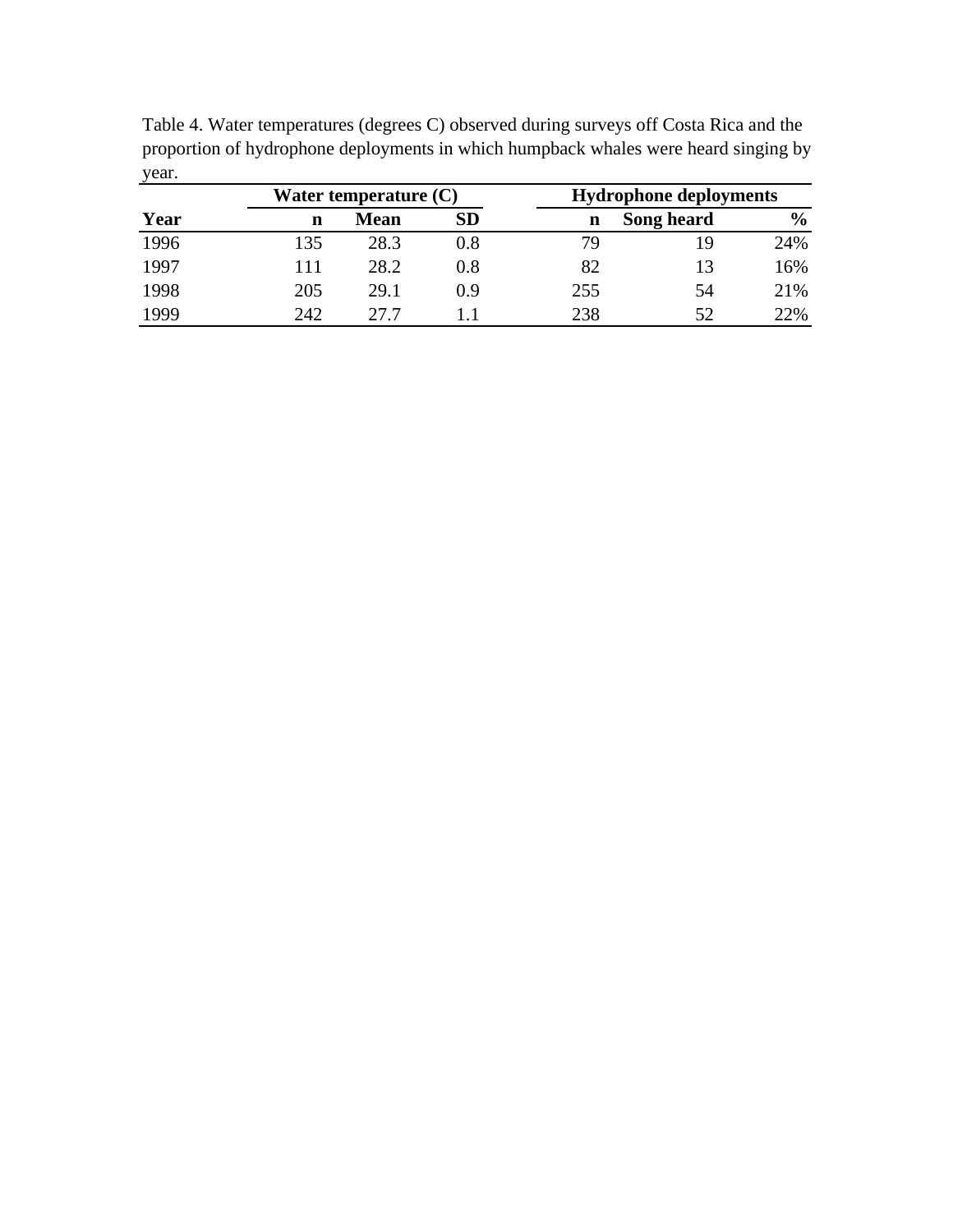Table 4. Water temperatures (degrees C) observed during surveys off Costa Rica and the proportion of hydrophone deployments in which humpback whales were heard singing by year.

| | Water temperature (C) | | | Hydrophone deployments | | |
|---|---|---|---|---|---|---|
| **Year** | **n** | **Mean** | **SD** | **n** | **Song heard** | **%** |
| 1996 | 135 | 28.3 | 0.8 | 79 | 19 | 24% |
| 1997 | 111 | 28.2 | 0.8 | 82 | 13 | 16% |
| 1998 | 205 | 29.1 | 0.9 | 255 | 54 | 21% |
| 1999 | 242 | 27.7 | 1.1 | 238 | 52 | 22% |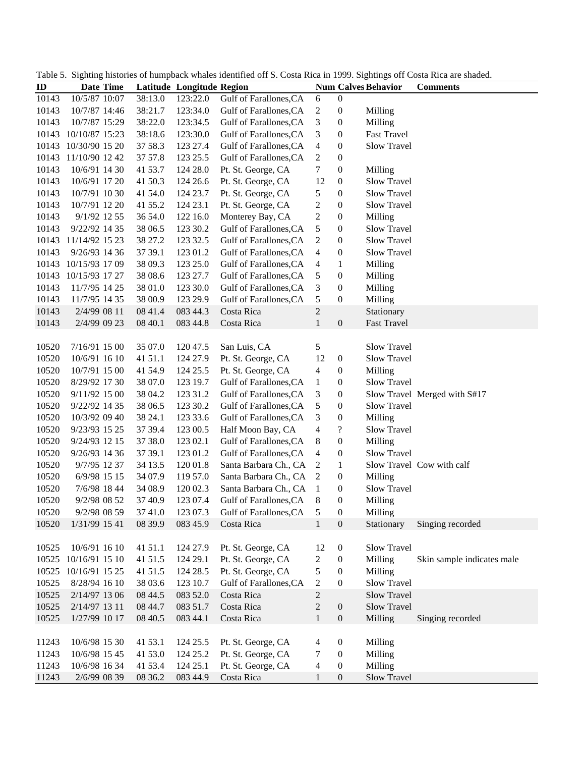Table 5. Sighting histories of humpback whales identified off S. Costa Rica in 1999. Sightings off Costa Rica are shaded.

| ID | Date | Time | Latitude | Longitude | Region | Num | Calves | Behavior | Comments |
|---|---|---|---|---|---|---|---|---|---|
| 10143 | 10/5/87 | 10:07 | 38:13.0 | 123:22.0 | Gulf of Farallones,CA | 6 | 0 | | |
| 10143 | 10/7/87 | 14:46 | 38:21.7 | 123:34.0 | Gulf of Farallones,CA | 2 | 0 | Milling | |
| 10143 | 10/7/87 | 15:29 | 38:22.0 | 123:34.5 | Gulf of Farallones,CA | 3 | 0 | Milling | |
| 10143 | 10/10/87 | 15:23 | 38:18.6 | 123:30.0 | Gulf of Farallones,CA | 3 | 0 | Fast Travel | |
| 10143 | 10/30/90 | 15 20 | 37 58.3 | 123 27.4 | Gulf of Farallones,CA | 4 | 0 | Slow Travel | |
| 10143 | 11/10/90 | 12 42 | 37 57.8 | 123 25.5 | Gulf of Farallones,CA | 2 | 0 | | |
| 10143 | 10/6/91 | 14 30 | 41 53.7 | 124 28.0 | Pt. St. George, CA | 7 | 0 | Milling | |
| 10143 | 10/6/91 | 17 20 | 41 50.3 | 124 26.6 | Pt. St. George, CA | 12 | 0 | Slow Travel | |
| 10143 | 10/7/91 | 10 30 | 41 54.0 | 124 23.7 | Pt. St. George, CA | 5 | 0 | Slow Travel | |
| 10143 | 10/7/91 | 12 20 | 41 55.2 | 124 23.1 | Pt. St. George, CA | 2 | 0 | Slow Travel | |
| 10143 | 9/1/92 | 12 55 | 36 54.0 | 122 16.0 | Monterey Bay, CA | 2 | 0 | Milling | |
| 10143 | 9/22/92 | 14 35 | 38 06.5 | 123 30.2 | Gulf of Farallones,CA | 5 | 0 | Slow Travel | |
| 10143 | 11/14/92 | 15 23 | 38 27.2 | 123 32.5 | Gulf of Farallones,CA | 2 | 0 | Slow Travel | |
| 10143 | 9/26/93 | 14 36 | 37 39.1 | 123 01.2 | Gulf of Farallones,CA | 4 | 0 | Slow Travel | |
| 10143 | 10/15/93 | 17 09 | 38 09.3 | 123 25.0 | Gulf of Farallones,CA | 4 | 1 | Milling | |
| 10143 | 10/15/93 | 17 27 | 38 08.6 | 123 27.7 | Gulf of Farallones,CA | 5 | 0 | Milling | |
| 10143 | 11/7/95 | 14 25 | 38 01.0 | 123 30.0 | Gulf of Farallones,CA | 3 | 0 | Milling | |
| 10143 | 11/7/95 | 14 35 | 38 00.9 | 123 29.9 | Gulf of Farallones,CA | 5 | 0 | Milling | |
| 10143 | 2/4/99 | 08 11 | 08 41.4 | 083 44.3 | Costa Rica | 2 | | Stationary | |
| 10143 | 2/4/99 | 09 23 | 08 40.1 | 083 44.8 | Costa Rica | 1 | 0 | Fast Travel | |
| | | | | | | | | | |
| 10520 | 7/16/91 | 15 00 | 35 07.0 | 120 47.5 | San Luis, CA | 5 | | Slow Travel | |
| 10520 | 10/6/91 | 16 10 | 41 51.1 | 124 27.9 | Pt. St. George, CA | 12 | 0 | Slow Travel | |
| 10520 | 10/7/91 | 15 00 | 41 54.9 | 124 25.5 | Pt. St. George, CA | 4 | 0 | Milling | |
| 10520 | 8/29/92 | 17 30 | 38 07.0 | 123 19.7 | Gulf of Farallones,CA | 1 | 0 | Slow Travel | |
| 10520 | 9/11/92 | 15 00 | 38 04.2 | 123 31.2 | Gulf of Farallones,CA | 3 | 0 | Slow Travel | Merged with S#17 |
| 10520 | 9/22/92 | 14 35 | 38 06.5 | 123 30.2 | Gulf of Farallones,CA | 5 | 0 | Slow Travel | |
| 10520 | 10/3/92 | 09 40 | 38 24.1 | 123 33.6 | Gulf of Farallones,CA | 3 | 0 | Milling | |
| 10520 | 9/23/93 | 15 25 | 37 39.4 | 123 00.5 | Half Moon Bay, CA | 4 | ? | Slow Travel | |
| 10520 | 9/24/93 | 12 15 | 37 38.0 | 123 02.1 | Gulf of Farallones,CA | 8 | 0 | Milling | |
| 10520 | 9/26/93 | 14 36 | 37 39.1 | 123 01.2 | Gulf of Farallones,CA | 4 | 0 | Slow Travel | |
| 10520 | 9/7/95 | 12 37 | 34 13.5 | 120 01.8 | Santa Barbara Ch., CA | 2 | 1 | Slow Travel | Cow with calf |
| 10520 | 6/9/98 | 15 15 | 34 07.9 | 119 57.0 | Santa Barbara Ch., CA | 2 | 0 | Milling | |
| 10520 | 7/6/98 | 18 44 | 34 08.9 | 120 02.3 | Santa Barbara Ch., CA | 1 | 0 | Slow Travel | |
| 10520 | 9/2/98 | 08 52 | 37 40.9 | 123 07.4 | Gulf of Farallones,CA | 8 | 0 | Milling | |
| 10520 | 9/2/98 | 08 59 | 37 41.0 | 123 07.3 | Gulf of Farallones,CA | 5 | 0 | Milling | |
| 10520 | 1/31/99 | 15 41 | 08 39.9 | 083 45.9 | Costa Rica | 1 | 0 | Stationary | Singing recorded |
| | | | | | | | | | |
| 10525 | 10/6/91 | 16 10 | 41 51.1 | 124 27.9 | Pt. St. George, CA | 12 | 0 | Slow Travel | |
| 10525 | 10/16/91 | 15 10 | 41 51.5 | 124 29.1 | Pt. St. George, CA | 2 | 0 | Milling | Skin sample indicates male |
| 10525 | 10/16/91 | 15 25 | 41 51.5 | 124 28.5 | Pt. St. George, CA | 5 | 0 | Milling | |
| 10525 | 8/28/94 | 16 10 | 38 03.6 | 123 10.7 | Gulf of Farallones,CA | 2 | 0 | Slow Travel | |
| 10525 | 2/14/97 | 13 06 | 08 44.5 | 083 52.0 | Costa Rica | 2 | | Slow Travel | |
| 10525 | 2/14/97 | 13 11 | 08 44.7 | 083 51.7 | Costa Rica | 2 | 0 | Slow Travel | |
| 10525 | 1/27/99 | 10 17 | 08 40.5 | 083 44.1 | Costa Rica | 1 | 0 | Milling | Singing recorded |
| | | | | | | | | | |
| 11243 | 10/6/98 | 15 30 | 41 53.1 | 124 25.5 | Pt. St. George, CA | 4 | 0 | Milling | |
| 11243 | 10/6/98 | 15 45 | 41 53.0 | 124 25.2 | Pt. St. George, CA | 7 | 0 | Milling | |
| 11243 | 10/6/98 | 16 34 | 41 53.4 | 124 25.1 | Pt. St. George, CA | 4 | 0 | Milling | |
| 11243 | 2/6/99 | 08 39 | 08 36.2 | 083 44.9 | Costa Rica | 1 | 0 | Slow Travel | |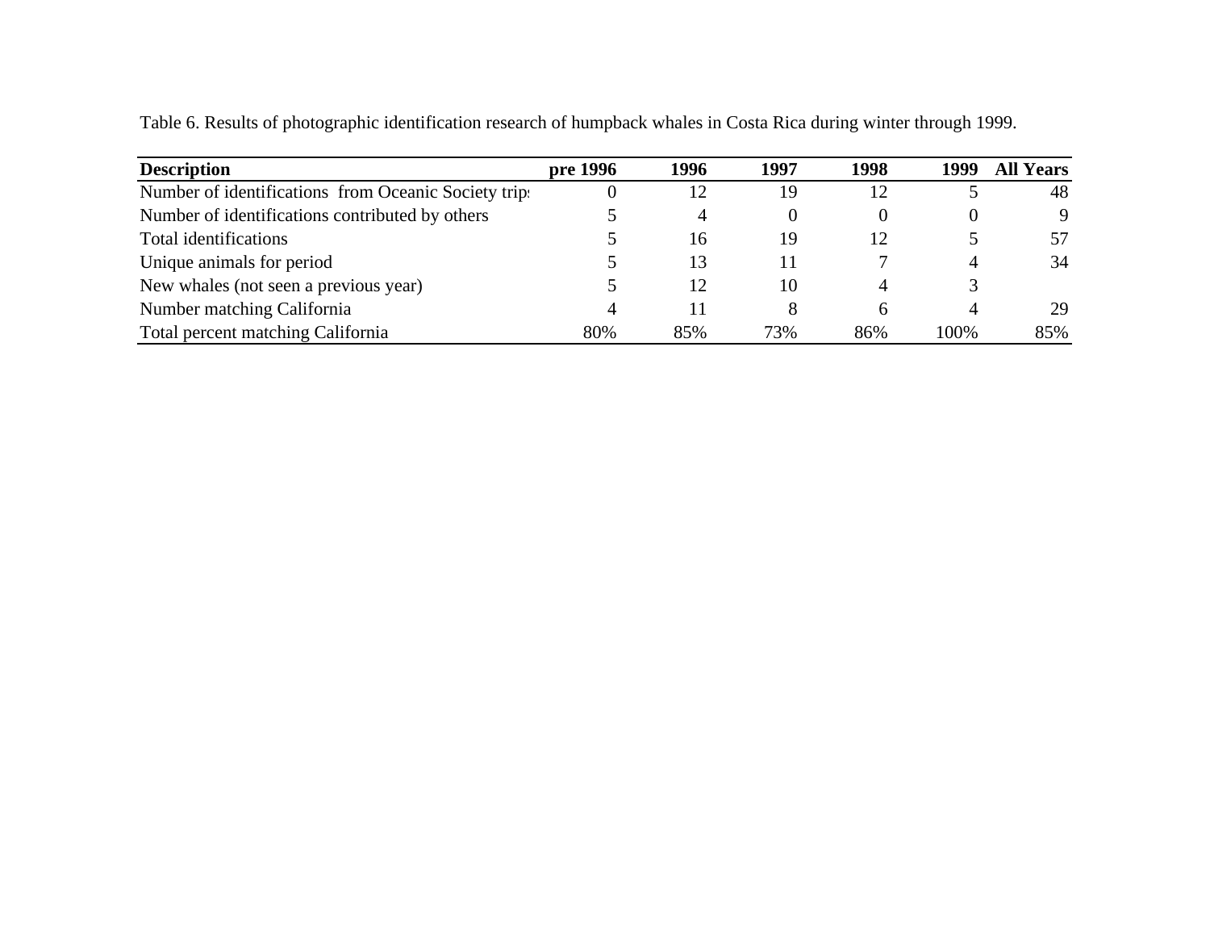Table 6. Results of photographic identification research of humpback whales in Costa Rica during winter through 1999.

| Description | pre 1996 | 1996 | 1997 | 1998 | 1999 | All Years |
|---|---|---|---|---|---|---|
| Number of identifications from Oceanic Society trips | 0 | 12 | 19 | 12 | 5 | 48 |
| Number of identifications contributed by others | 5 | 4 | 0 | 0 | 0 | 9 |
| Total identifications | 5 | 16 | 19 | 12 | 5 | 57 |
| Unique animals for period | 5 | 13 | 11 | 7 | 4 | 34 |
| New whales (not seen a previous year) | 5 | 12 | 10 | 4 | 3 | |
| Number matching California | 4 | 11 | 8 | 6 | 4 | 29 |
| Total percent matching California | 80% | 85% | 73% | 86% | 100% | 85% |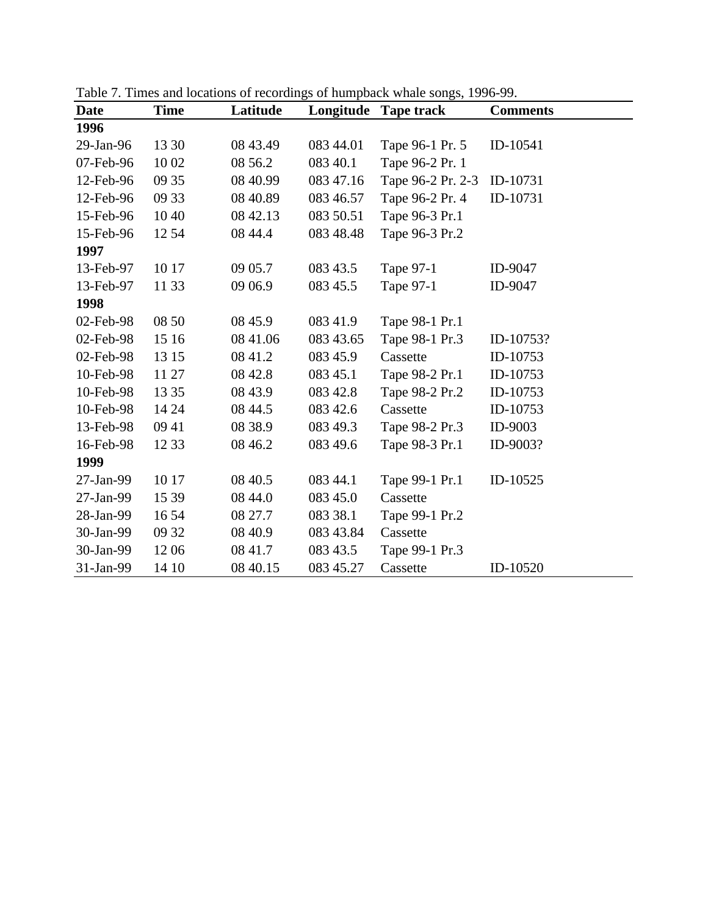Table 7. Times and locations of recordings of humpback whale songs, 1996-99.

| Date | Time | Latitude | Longitude | Tape track | Comments |
|---|---|---|---|---|---|
| **1996** | | | | | |
| 29-Jan-96 | 13 30 | 08 43.49 | 083 44.01 | Tape 96-1 Pr. 5 | ID-10541 |
| 07-Feb-96 | 10 02 | 08 56.2 | 083 40.1 | Tape 96-2 Pr. 1 | |
| 12-Feb-96 | 09 35 | 08 40.99 | 083 47.16 | Tape 96-2 Pr. 2-3 | ID-10731 |
| 12-Feb-96 | 09 33 | 08 40.89 | 083 46.57 | Tape 96-2 Pr. 4 | ID-10731 |
| 15-Feb-96 | 10 40 | 08 42.13 | 083 50.51 | Tape 96-3 Pr.1 | |
| 15-Feb-96 | 12 54 | 08 44.4 | 083 48.48 | Tape 96-3 Pr.2 | |
| **1997** | | | | | |
| 13-Feb-97 | 10 17 | 09 05.7 | 083 43.5 | Tape 97-1 | ID-9047 |
| 13-Feb-97 | 11 33 | 09 06.9 | 083 45.5 | Tape 97-1 | ID-9047 |
| **1998** | | | | | |
| 02-Feb-98 | 08 50 | 08 45.9 | 083 41.9 | Tape 98-1 Pr.1 | |
| 02-Feb-98 | 15 16 | 08 41.06 | 083 43.65 | Tape 98-1 Pr.3 | ID-10753? |
| 02-Feb-98 | 13 15 | 08 41.2 | 083 45.9 | Cassette | ID-10753 |
| 10-Feb-98 | 11 27 | 08 42.8 | 083 45.1 | Tape 98-2 Pr.1 | ID-10753 |
| 10-Feb-98 | 13 35 | 08 43.9 | 083 42.8 | Tape 98-2 Pr.2 | ID-10753 |
| 10-Feb-98 | 14 24 | 08 44.5 | 083 42.6 | Cassette | ID-10753 |
| 13-Feb-98 | 09 41 | 08 38.9 | 083 49.3 | Tape 98-2 Pr.3 | ID-9003 |
| 16-Feb-98 | 12 33 | 08 46.2 | 083 49.6 | Tape 98-3 Pr.1 | ID-9003? |
| **1999** | | | | | |
| 27-Jan-99 | 10 17 | 08 40.5 | 083 44.1 | Tape 99-1 Pr.1 | ID-10525 |
| 27-Jan-99 | 15 39 | 08 44.0 | 083 45.0 | Cassette | |
| 28-Jan-99 | 16 54 | 08 27.7 | 083 38.1 | Tape 99-1 Pr.2 | |
| 30-Jan-99 | 09 32 | 08 40.9 | 083 43.84 | Cassette | |
| 30-Jan-99 | 12 06 | 08 41.7 | 083 43.5 | Tape 99-1 Pr.3 | |
| 31-Jan-99 | 14 10 | 08 40.15 | 083 45.27 | Cassette | ID-10520 |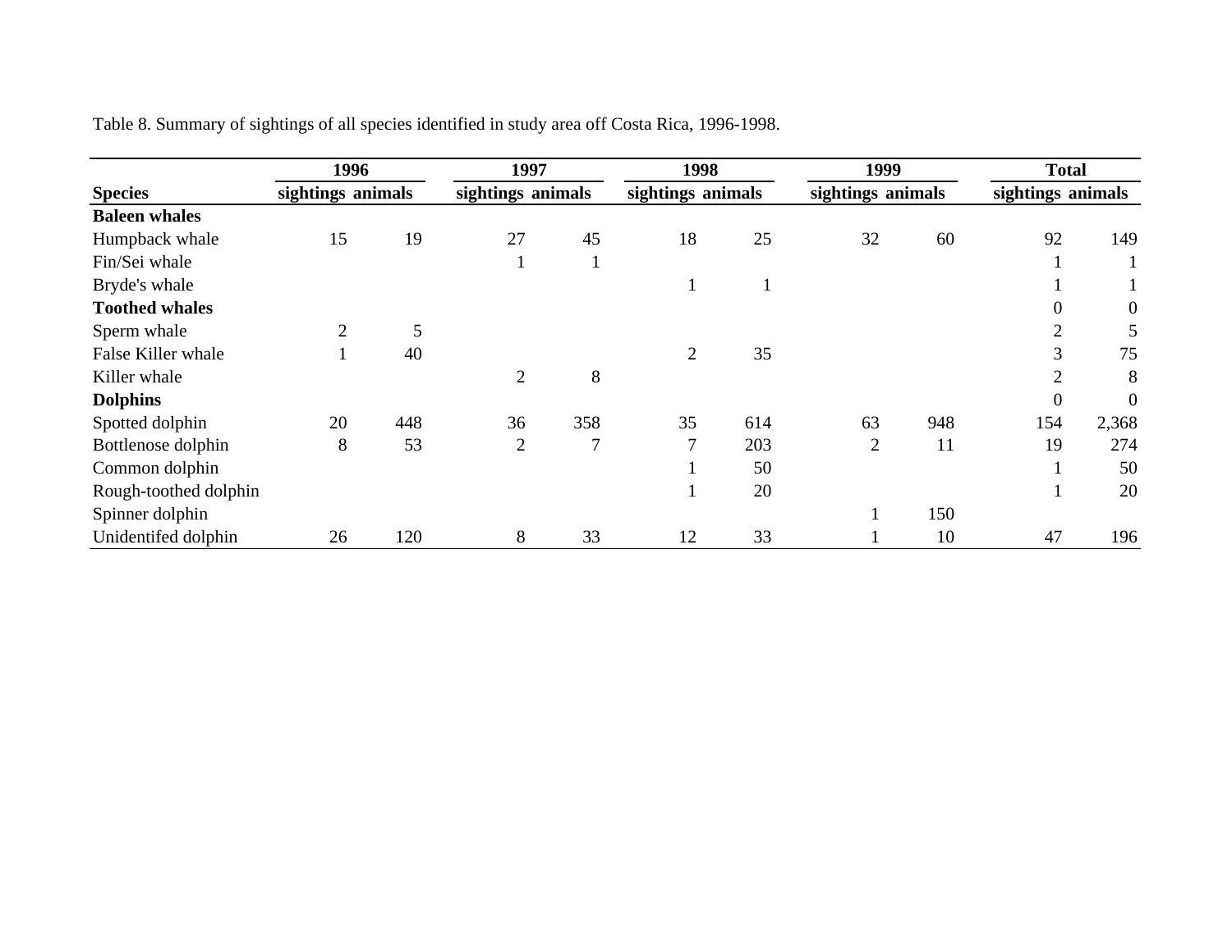Table 8. Summary of sightings of all species identified in study area off Costa Rica, 1996-1998.

| | 1996 | | 1997 | | 1998 | | 1999 | | Total | |
|---|---|---|---|---|---|---|---|---|---|---|
| **Species** | **sightings** | **animals** | **sightings** | **animals** | **sightings** | **animals** | **sightings** | **animals** | **sightings** | **animals** |
| **Baleen whales** | | | | | | | | | | |
| Humpback whale | 15 | 19 | 27 | 45 | 18 | 25 | 32 | 60 | 92 | 149 |
| Fin/Sei whale | | | 1 | 1 | | | | | 1 | 1 |
| Bryde's whale | | | | | 1 | 1 | | | 1 | 1 |
| **Toothed whales** | | | | | | | | | 0 | 0 |
| Sperm whale | 2 | 5 | | | | | | | 2 | 5 |
| False Killer whale | 1 | 40 | | | 2 | 35 | | | 3 | 75 |
| Killer whale | | | 2 | 8 | | | | | 2 | 8 |
| **Dolphins** | | | | | | | | | 0 | 0 |
| Spotted dolphin | 20 | 448 | 36 | 358 | 35 | 614 | 63 | 948 | 154 | 2,368 |
| Bottlenose dolphin | 8 | 53 | 2 | 7 | 7 | 203 | 2 | 11 | 19 | 274 |
| Common dolphin | | | | | 1 | 50 | | | 1 | 50 |
| Rough-toothed dolphin | | | | | 1 | 20 | | | 1 | 20 |
| Spinner dolphin | | | | | | | 1 | 150 | | |
| Unidentifed dolphin | 26 | 120 | 8 | 33 | 12 | 33 | 1 | 10 | 47 | 196 |